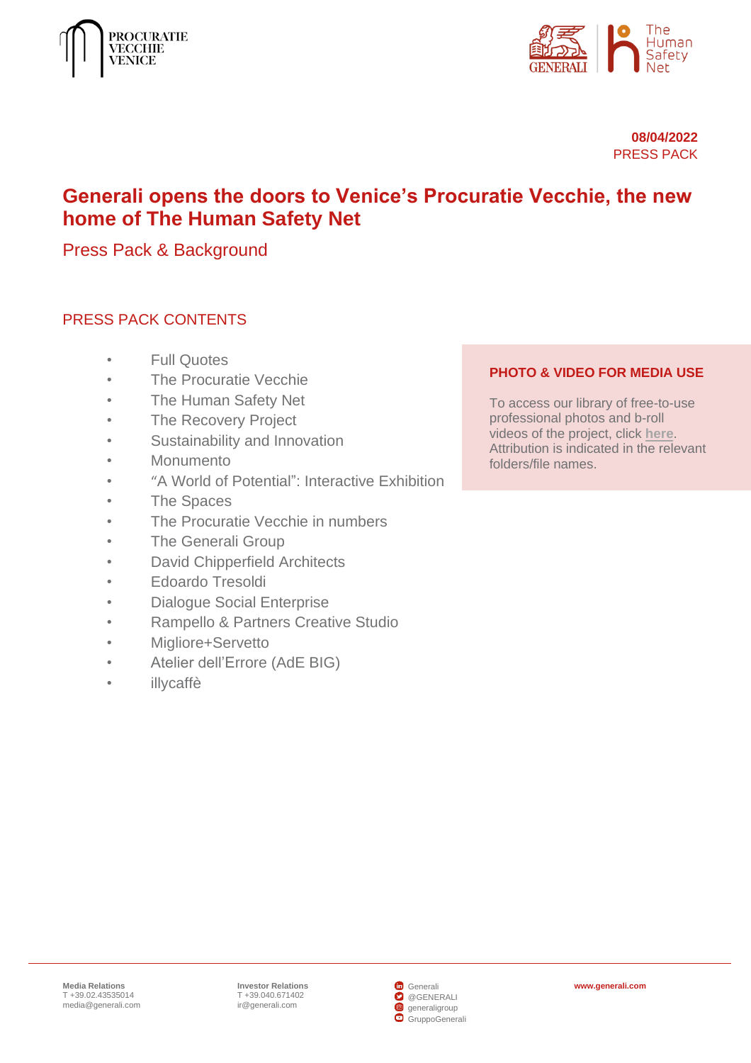**08/04/2022**
PRESS PACK

# Generali opens the doors to Venice's Procuratie Vecchie, the new home of The Human Safety Net

## Press Pack & Background

### PRESS PACK CONTENTS

- Full Quotes
- The Procuratie Vecchie
- The Human Safety Net
- The Recovery Project
- Sustainability and Innovation
- Monumento
- "A World of Potential": Interactive Exhibition
- The Spaces
- The Procuratie Vecchie in numbers
- The Generali Group
- David Chipperfield Architects
- Edoardo Tresoldi
- Dialogue Social Enterprise
- Rampello & Partners Creative Studio
- Migliore+Servetto
- Atelier dell'Errore (AdE BIG)
- illycaffè

**PHOTO & VIDEO FOR MEDIA USE**

To access our library of free-to-use professional photos and b-roll videos of the project, click **here**. Attribution is indicated in the relevant folders/file names.

**Media Relations**
T +39.02.43535014
media@generali.com

**Investor Relations**
T +39.040.671402
ir@generali.com

Generali
@GENERALI
generaligroup
GruppoGenerali

**www.generali.com**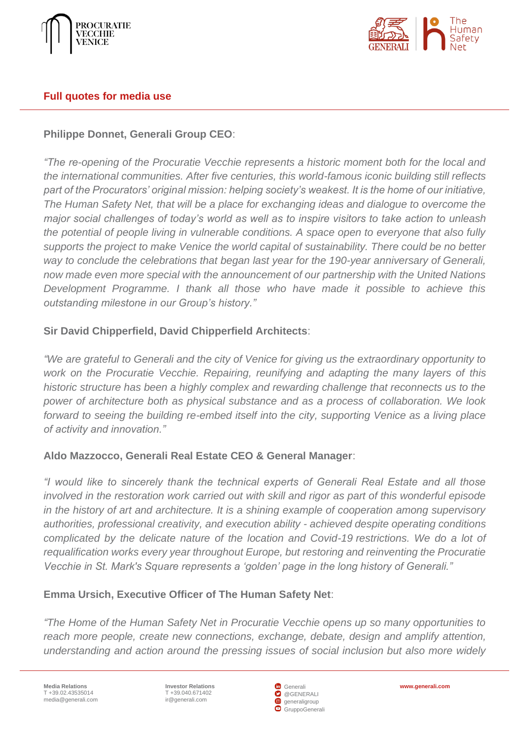## Full quotes for media use

**Philippe Donnet, Generali Group CEO**:

*"The re-opening of the Procuratie Vecchie represents a historic moment both for the local and the international communities. After five centuries, this world-famous iconic building still reflects part of the Procurators' original mission: helping society's weakest. It is the home of our initiative, The Human Safety Net, that will be a place for exchanging ideas and dialogue to overcome the major social challenges of today's world as well as to inspire visitors to take action to unleash the potential of people living in vulnerable conditions. A space open to everyone that also fully supports the project to make Venice the world capital of sustainability. There could be no better way to conclude the celebrations that began last year for the 190-year anniversary of Generali, now made even more special with the announcement of our partnership with the United Nations Development Programme. I thank all those who have made it possible to achieve this outstanding milestone in our Group's history."*

**Sir David Chipperfield, David Chipperfield Architects**:

*"We are grateful to Generali and the city of Venice for giving us the extraordinary opportunity to work on the Procuratie Vecchie. Repairing, reunifying and adapting the many layers of this historic structure has been a highly complex and rewarding challenge that reconnects us to the power of architecture both as physical substance and as a process of collaboration. We look forward to seeing the building re-embed itself into the city, supporting Venice as a living place of activity and innovation."*

**Aldo Mazzocco, Generali Real Estate CEO & General Manager**:

*"I would like to sincerely thank the technical experts of Generali Real Estate and all those involved in the restoration work carried out with skill and rigor as part of this wonderful episode in the history of art and architecture. It is a shining example of cooperation among supervisory authorities, professional creativity, and execution ability - achieved despite operating conditions complicated by the delicate nature of the location and Covid-19 restrictions. We do a lot of requalification works every year throughout Europe, but restoring and reinventing the Procuratie Vecchie in St. Mark's Square represents a 'golden' page in the long history of Generali."*

**Emma Ursich, Executive Officer of The Human Safety Net**:

*"The Home of the Human Safety Net in Procuratie Vecchie opens up so many opportunities to reach more people, create new connections, exchange, debate, design and amplify attention, understanding and action around the pressing issues of social inclusion but also more widely*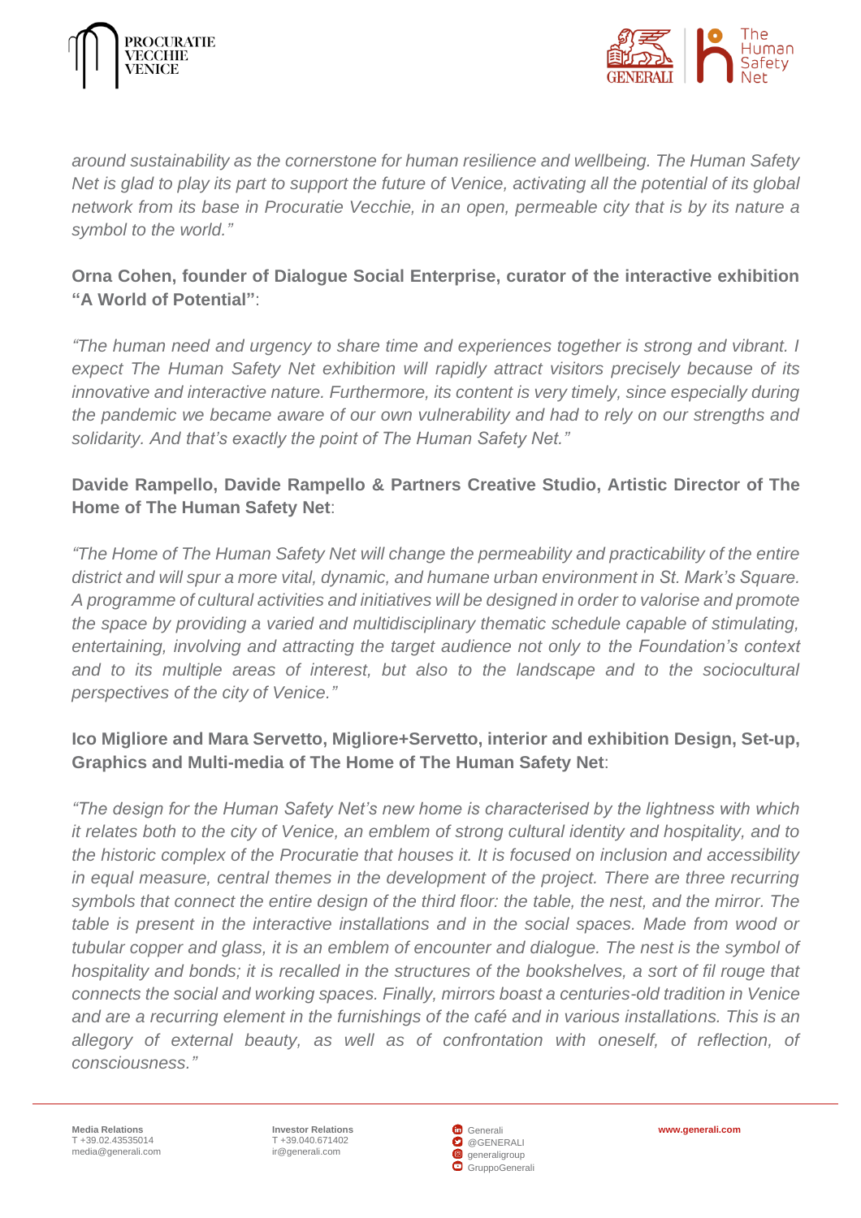*around sustainability as the cornerstone for human resilience and wellbeing. The Human Safety Net is glad to play its part to support the future of Venice, activating all the potential of its global network from its base in Procuratie Vecchie, in an open, permeable city that is by its nature a symbol to the world."*

**Orna Cohen, founder of Dialogue Social Enterprise, curator of the interactive exhibition "A World of Potential"**:

*"The human need and urgency to share time and experiences together is strong and vibrant. I expect The Human Safety Net exhibition will rapidly attract visitors precisely because of its innovative and interactive nature. Furthermore, its content is very timely, since especially during the pandemic we became aware of our own vulnerability and had to rely on our strengths and solidarity. And that's exactly the point of The Human Safety Net."*

**Davide Rampello, Davide Rampello & Partners Creative Studio, Artistic Director of The Home of The Human Safety Net**:

*"The Home of The Human Safety Net will change the permeability and practicability of the entire district and will spur a more vital, dynamic, and humane urban environment in St. Mark's Square. A programme of cultural activities and initiatives will be designed in order to valorise and promote the space by providing a varied and multidisciplinary thematic schedule capable of stimulating, entertaining, involving and attracting the target audience not only to the Foundation's context and to its multiple areas of interest, but also to the landscape and to the sociocultural perspectives of the city of Venice."*

**Ico Migliore and Mara Servetto, Migliore+Servetto, interior and exhibition Design, Set-up, Graphics and Multi-media of The Home of The Human Safety Net**:

*"The design for the Human Safety Net's new home is characterised by the lightness with which it relates both to the city of Venice, an emblem of strong cultural identity and hospitality, and to the historic complex of the Procuratie that houses it. It is focused on inclusion and accessibility in equal measure, central themes in the development of the project. There are three recurring symbols that connect the entire design of the third floor: the table, the nest, and the mirror. The table is present in the interactive installations and in the social spaces. Made from wood or tubular copper and glass, it is an emblem of encounter and dialogue. The nest is the symbol of hospitality and bonds; it is recalled in the structures of the bookshelves, a sort of fil rouge that connects the social and working spaces. Finally, mirrors boast a centuries-old tradition in Venice and are a recurring element in the furnishings of the café and in various installations. This is an allegory of external beauty, as well as of confrontation with oneself, of reflection, of consciousness."*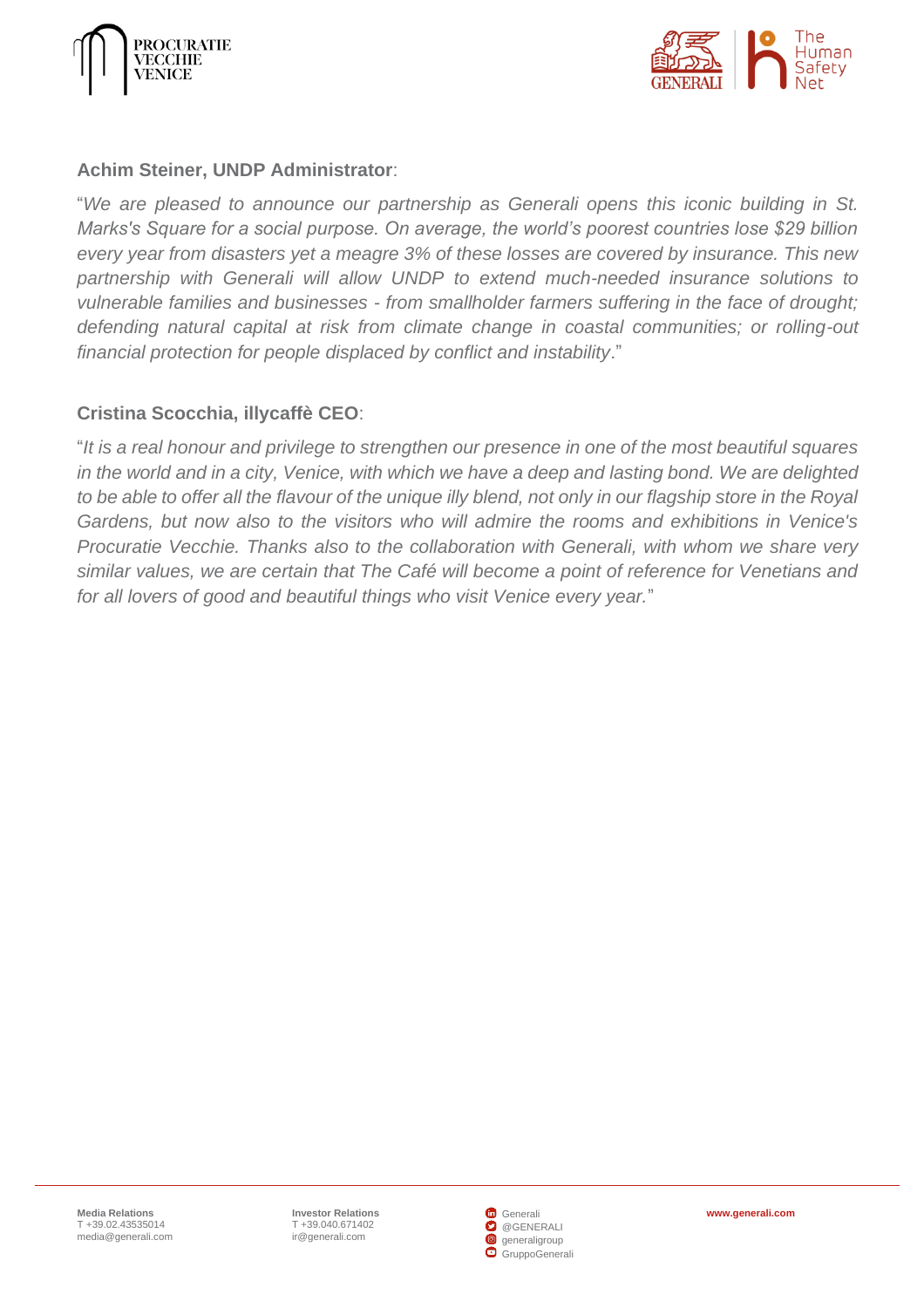**Achim Steiner, UNDP Administrator**:

"*We are pleased to announce our partnership as Generali opens this iconic building in St. Marks's Square for a social purpose. On average, the world's poorest countries lose $29 billion every year from disasters yet a meagre 3% of these losses are covered by insurance. This new partnership with Generali will allow UNDP to extend much-needed insurance solutions to vulnerable families and businesses - from smallholder farmers suffering in the face of drought; defending natural capital at risk from climate change in coastal communities; or rolling-out financial protection for people displaced by conflict and instability*."

**Cristina Scocchia, illycaffè CEO**:

"*It is a real honour and privilege to strengthen our presence in one of the most beautiful squares in the world and in a city, Venice, with which we have a deep and lasting bond. We are delighted to be able to offer all the flavour of the unique illy blend, not only in our flagship store in the Royal Gardens, but now also to the visitors who will admire the rooms and exhibitions in Venice's Procuratie Vecchie. Thanks also to the collaboration with Generali, with whom we share very similar values, we are certain that The Café will become a point of reference for Venetians and for all lovers of good and beautiful things who visit Venice every year.*"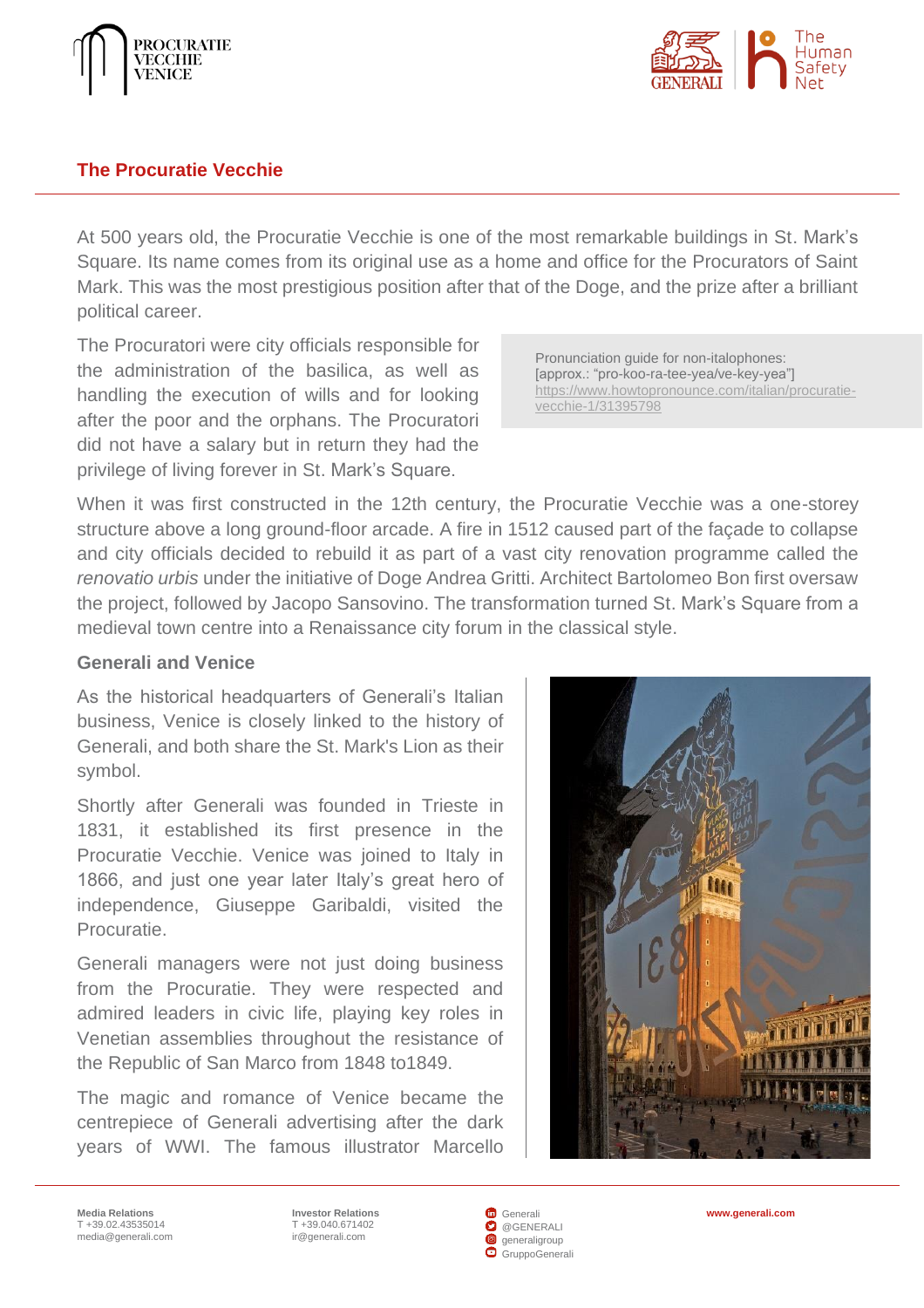## The Procuratie Vecchie

At 500 years old, the Procuratie Vecchie is one of the most remarkable buildings in St. Mark's Square. Its name comes from its original use as a home and office for the Procurators of Saint Mark. This was the most prestigious position after that of the Doge, and the prize after a brilliant political career.

The Procuratori were city officials responsible for the administration of the basilica, as well as handling the execution of wills and for looking after the poor and the orphans. The Procuratori did not have a salary but in return they had the privilege of living forever in St. Mark's Square.

> Pronunciation guide for non-italophones:
> [approx.: "pro-koo-ra-tee-yea/ve-key-yea"]
> https://www.howtopronounce.com/italian/procuratie-vecchie-1/31395798

When it was first constructed in the 12th century, the Procuratie Vecchie was a one-storey structure above a long ground-floor arcade. A fire in 1512 caused part of the façade to collapse and city officials decided to rebuild it as part of a vast city renovation programme called the *renovatio urbis* under the initiative of Doge Andrea Gritti. Architect Bartolomeo Bon first oversaw the project, followed by Jacopo Sansovino. The transformation turned St. Mark's Square from a medieval town centre into a Renaissance city forum in the classical style.

### Generali and Venice

As the historical headquarters of Generali's Italian business, Venice is closely linked to the history of Generali, and both share the St. Mark's Lion as their symbol.

Shortly after Generali was founded in Trieste in 1831, it established its first presence in the Procuratie Vecchie. Venice was joined to Italy in 1866, and just one year later Italy's great hero of independence, Giuseppe Garibaldi, visited the Procuratie.

Generali managers were not just doing business from the Procuratie. They were respected and admired leaders in civic life, playing key roles in Venetian assemblies throughout the resistance of the Republic of San Marco from 1848 to1849.

The magic and romance of Venice became the centrepiece of Generali advertising after the dark years of WWI. The famous illustrator Marcello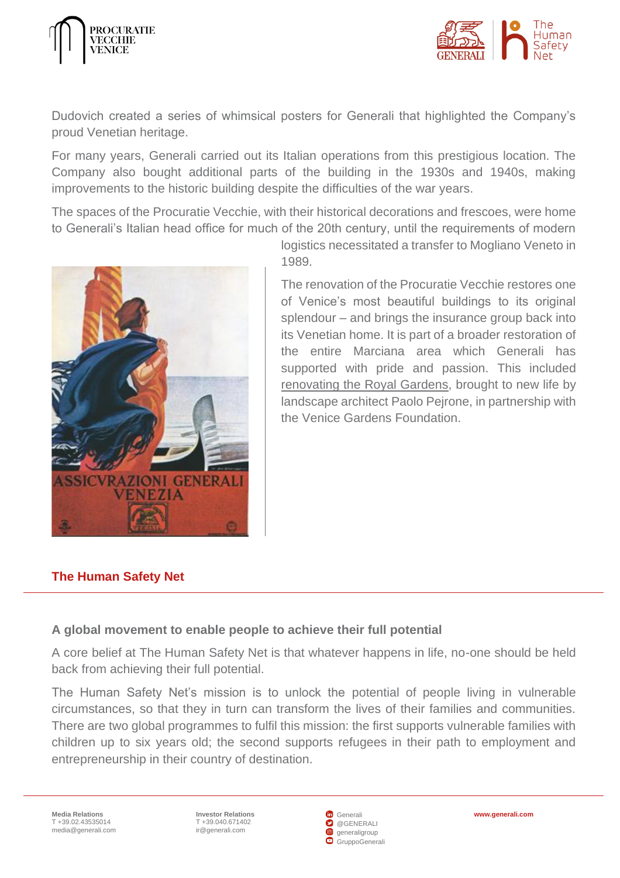Dudovich created a series of whimsical posters for Generali that highlighted the Company's proud Venetian heritage.

For many years, Generali carried out its Italian operations from this prestigious location. The Company also bought additional parts of the building in the 1930s and 1940s, making improvements to the historic building despite the difficulties of the war years.

The spaces of the Procuratie Vecchie, with their historical decorations and frescoes, were home to Generali's Italian head office for much of the 20th century, until the requirements of modern logistics necessitated a transfer to Mogliano Veneto in 1989.

The renovation of the Procuratie Vecchie restores one of Venice's most beautiful buildings to its original splendour – and brings the insurance group back into its Venetian home. It is part of a broader restoration of the entire Marciana area which Generali has supported with pride and passion. This included renovating the Royal Gardens, brought to new life by landscape architect Paolo Pejrone, in partnership with the Venice Gardens Foundation.

## The Human Safety Net

### A global movement to enable people to achieve their full potential

A core belief at The Human Safety Net is that whatever happens in life, no-one should be held back from achieving their full potential.

The Human Safety Net's mission is to unlock the potential of people living in vulnerable circumstances, so that they in turn can transform the lives of their families and communities. There are two global programmes to fulfil this mission: the first supports vulnerable families with children up to six years old; the second supports refugees in their path to employment and entrepreneurship in their country of destination.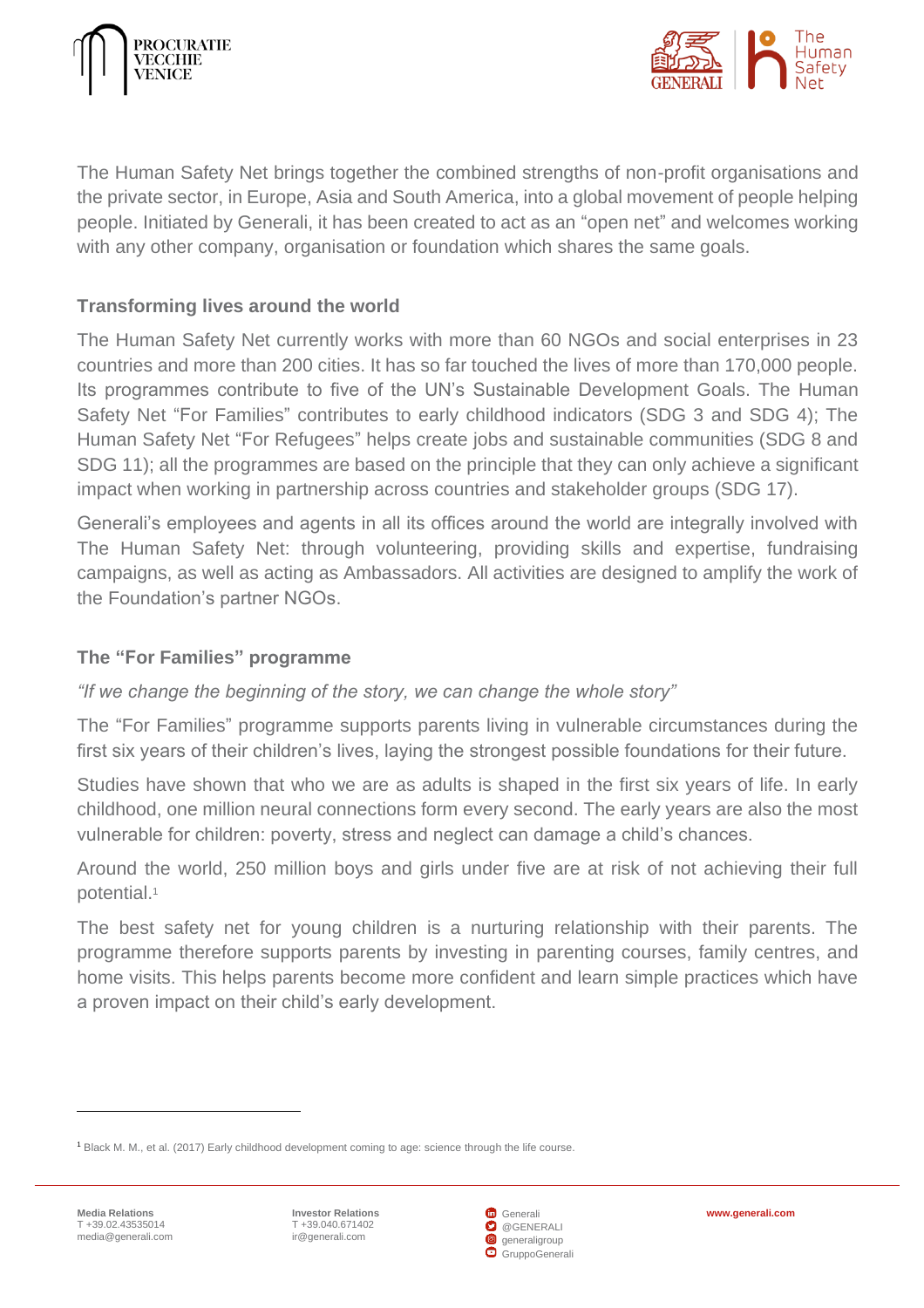The Human Safety Net brings together the combined strengths of non-profit organisations and the private sector, in Europe, Asia and South America, into a global movement of people helping people. Initiated by Generali, it has been created to act as an "open net" and welcomes working with any other company, organisation or foundation which shares the same goals.

### Transforming lives around the world

The Human Safety Net currently works with more than 60 NGOs and social enterprises in 23 countries and more than 200 cities. It has so far touched the lives of more than 170,000 people. Its programmes contribute to five of the UN's Sustainable Development Goals. The Human Safety Net "For Families" contributes to early childhood indicators (SDG 3 and SDG 4); The Human Safety Net "For Refugees" helps create jobs and sustainable communities (SDG 8 and SDG 11); all the programmes are based on the principle that they can only achieve a significant impact when working in partnership across countries and stakeholder groups (SDG 17).

Generali's employees and agents in all its offices around the world are integrally involved with The Human Safety Net: through volunteering, providing skills and expertise, fundraising campaigns, as well as acting as Ambassadors. All activities are designed to amplify the work of the Foundation's partner NGOs.

### The "For Families" programme

*"If we change the beginning of the story, we can change the whole story"*

The "For Families" programme supports parents living in vulnerable circumstances during the first six years of their children's lives, laying the strongest possible foundations for their future.

Studies have shown that who we are as adults is shaped in the first six years of life. In early childhood, one million neural connections form every second. The early years are also the most vulnerable for children: poverty, stress and neglect can damage a child's chances.

Around the world, 250 million boys and girls under five are at risk of not achieving their full potential.[1]

The best safety net for young children is a nurturing relationship with their parents. The programme therefore supports parents by investing in parenting courses, family centres, and home visits. This helps parents become more confident and learn simple practices which have a proven impact on their child's early development.

[1] Black M. M., et al. (2017) Early childhood development coming to age: science through the life course.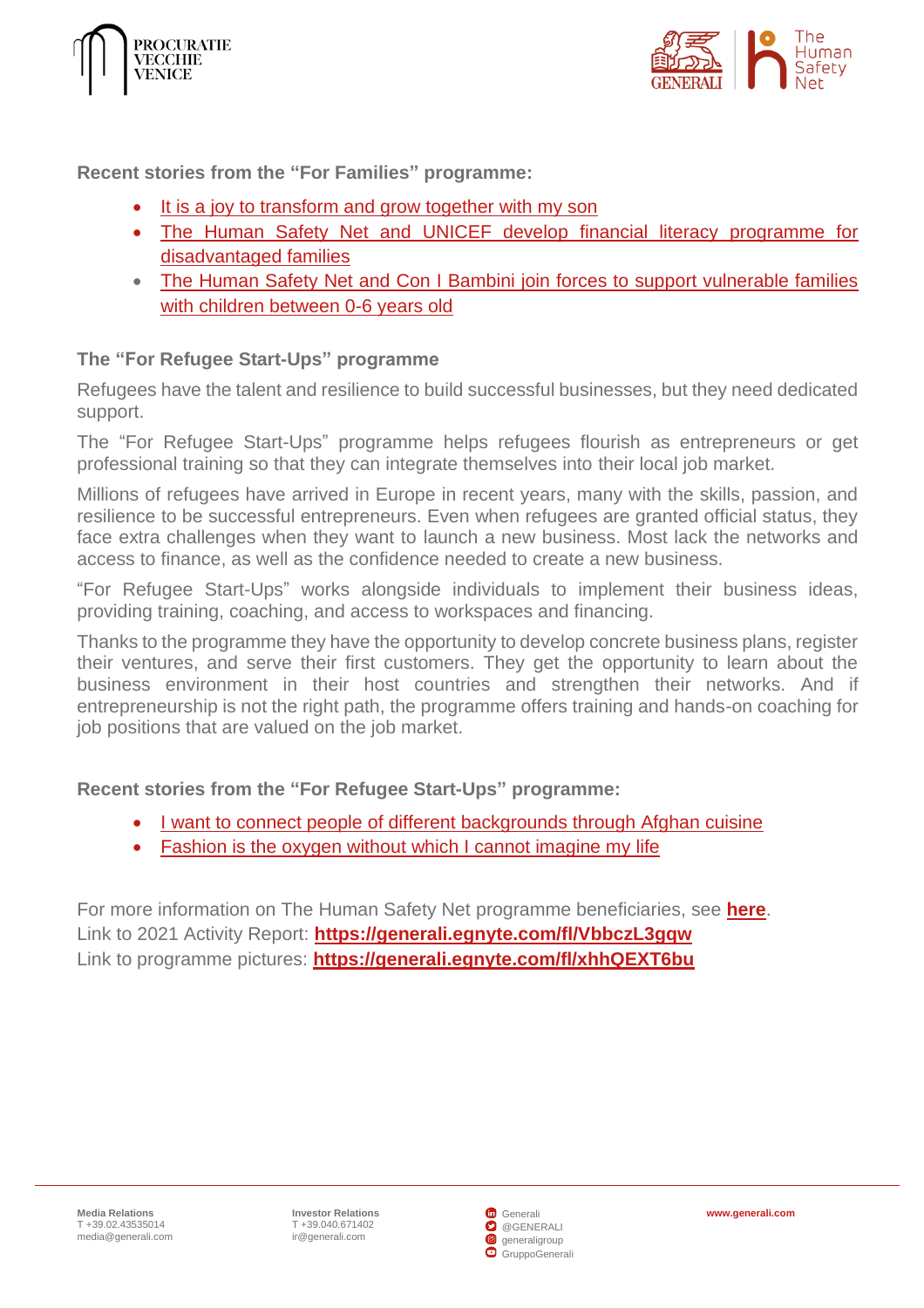**Recent stories from the "For Families" programme:**

- It is a joy to transform and grow together with my son
- The Human Safety Net and UNICEF develop financial literacy programme for disadvantaged families
- The Human Safety Net and Con I Bambini join forces to support vulnerable families with children between 0-6 years old

### The "For Refugee Start-Ups" programme

Refugees have the talent and resilience to build successful businesses, but they need dedicated support.

The "For Refugee Start-Ups" programme helps refugees flourish as entrepreneurs or get professional training so that they can integrate themselves into their local job market.

Millions of refugees have arrived in Europe in recent years, many with the skills, passion, and resilience to be successful entrepreneurs. Even when refugees are granted official status, they face extra challenges when they want to launch a new business. Most lack the networks and access to finance, as well as the confidence needed to create a new business.

"For Refugee Start-Ups" works alongside individuals to implement their business ideas, providing training, coaching, and access to workspaces and financing.

Thanks to the programme they have the opportunity to develop concrete business plans, register their ventures, and serve their first customers. They get the opportunity to learn about the business environment in their host countries and strengthen their networks. And if entrepreneurship is not the right path, the programme offers training and hands-on coaching for job positions that are valued on the job market.

**Recent stories from the "For Refugee Start-Ups" programme:**

- I want to connect people of different backgrounds through Afghan cuisine
- Fashion is the oxygen without which I cannot imagine my life

For more information on The Human Safety Net programme beneficiaries, see **here**.
Link to 2021 Activity Report: **https://generali.egnyte.com/fl/VbbczL3gqw**
Link to programme pictures: **https://generali.egnyte.com/fl/xhhQEXT6bu**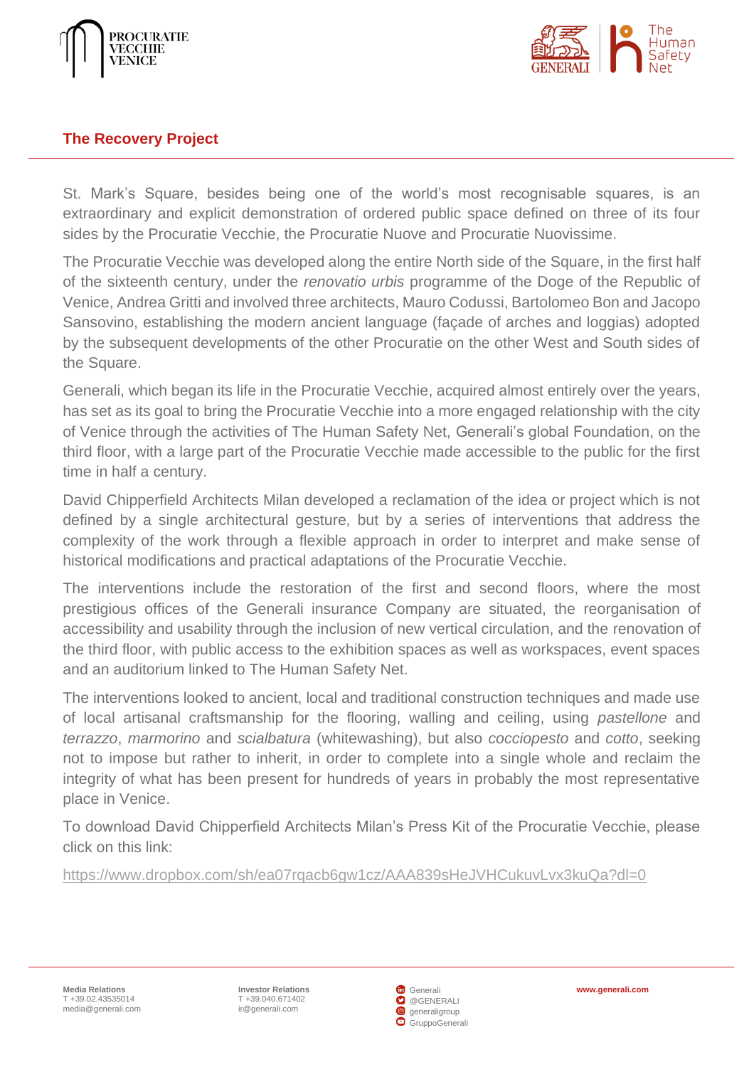## The Recovery Project

St. Mark's Square, besides being one of the world's most recognisable squares, is an extraordinary and explicit demonstration of ordered public space defined on three of its four sides by the Procuratie Vecchie, the Procuratie Nuove and Procuratie Nuovissime.

The Procuratie Vecchie was developed along the entire North side of the Square, in the first half of the sixteenth century, under the *renovatio urbis* programme of the Doge of the Republic of Venice, Andrea Gritti and involved three architects, Mauro Codussi, Bartolomeo Bon and Jacopo Sansovino, establishing the modern ancient language (façade of arches and loggias) adopted by the subsequent developments of the other Procuratie on the other West and South sides of the Square.

Generali, which began its life in the Procuratie Vecchie, acquired almost entirely over the years, has set as its goal to bring the Procuratie Vecchie into a more engaged relationship with the city of Venice through the activities of The Human Safety Net, Generali's global Foundation, on the third floor, with a large part of the Procuratie Vecchie made accessible to the public for the first time in half a century.

David Chipperfield Architects Milan developed a reclamation of the idea or project which is not defined by a single architectural gesture, but by a series of interventions that address the complexity of the work through a flexible approach in order to interpret and make sense of historical modifications and practical adaptations of the Procuratie Vecchie.

The interventions include the restoration of the first and second floors, where the most prestigious offices of the Generali insurance Company are situated, the reorganisation of accessibility and usability through the inclusion of new vertical circulation, and the renovation of the third floor, with public access to the exhibition spaces as well as workspaces, event spaces and an auditorium linked to The Human Safety Net.

The interventions looked to ancient, local and traditional construction techniques and made use of local artisanal craftsmanship for the flooring, walling and ceiling, using *pastellone* and *terrazzo*, *marmorino* and *scialbatura* (whitewashing), but also *cocciopesto* and *cotto*, seeking not to impose but rather to inherit, in order to complete into a single whole and reclaim the integrity of what has been present for hundreds of years in probably the most representative place in Venice.

To download David Chipperfield Architects Milan's Press Kit of the Procuratie Vecchie, please click on this link:

https://www.dropbox.com/sh/ea07rqacb6gw1cz/AAA839sHeJVHCukuvLvx3kuQa?dl=0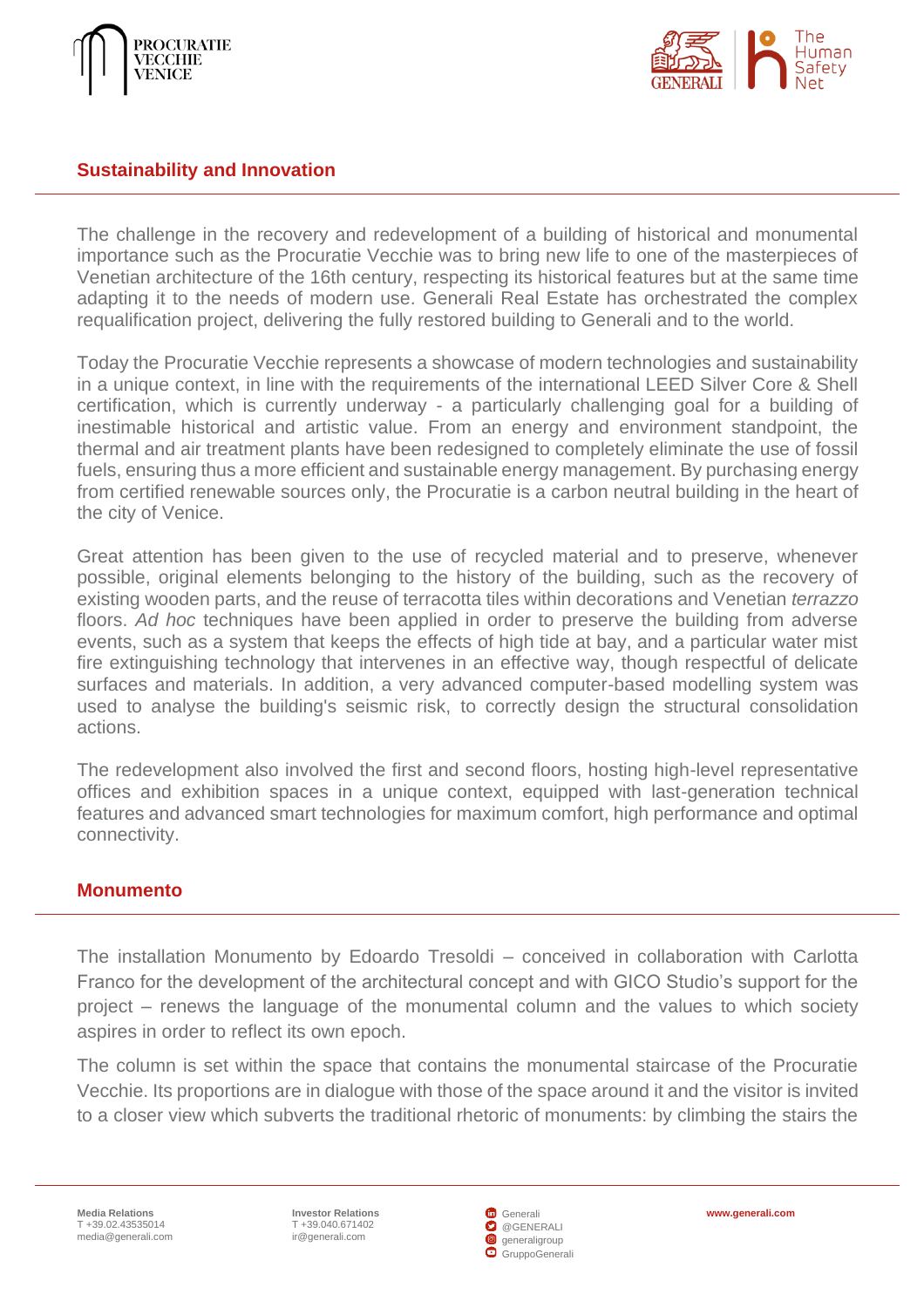## Sustainability and Innovation

The challenge in the recovery and redevelopment of a building of historical and monumental importance such as the Procuratie Vecchie was to bring new life to one of the masterpieces of Venetian architecture of the 16th century, respecting its historical features but at the same time adapting it to the needs of modern use. Generali Real Estate has orchestrated the complex requalification project, delivering the fully restored building to Generali and to the world.

Today the Procuratie Vecchie represents a showcase of modern technologies and sustainability in a unique context, in line with the requirements of the international LEED Silver Core & Shell certification, which is currently underway - a particularly challenging goal for a building of inestimable historical and artistic value. From an energy and environment standpoint, the thermal and air treatment plants have been redesigned to completely eliminate the use of fossil fuels, ensuring thus a more efficient and sustainable energy management. By purchasing energy from certified renewable sources only, the Procuratie is a carbon neutral building in the heart of the city of Venice.

Great attention has been given to the use of recycled material and to preserve, whenever possible, original elements belonging to the history of the building, such as the recovery of existing wooden parts, and the reuse of terracotta tiles within decorations and Venetian *terrazzo* floors. *Ad hoc* techniques have been applied in order to preserve the building from adverse events, such as a system that keeps the effects of high tide at bay, and a particular water mist fire extinguishing technology that intervenes in an effective way, though respectful of delicate surfaces and materials. In addition, a very advanced computer-based modelling system was used to analyse the building's seismic risk, to correctly design the structural consolidation actions.

The redevelopment also involved the first and second floors, hosting high-level representative offices and exhibition spaces in a unique context, equipped with last-generation technical features and advanced smart technologies for maximum comfort, high performance and optimal connectivity.

## Monumento

The installation Monumento by Edoardo Tresoldi – conceived in collaboration with Carlotta Franco for the development of the architectural concept and with GICO Studio's support for the project – renews the language of the monumental column and the values to which society aspires in order to reflect its own epoch.

The column is set within the space that contains the monumental staircase of the Procuratie Vecchie. Its proportions are in dialogue with those of the space around it and the visitor is invited to a closer view which subverts the traditional rhetoric of monuments: by climbing the stairs the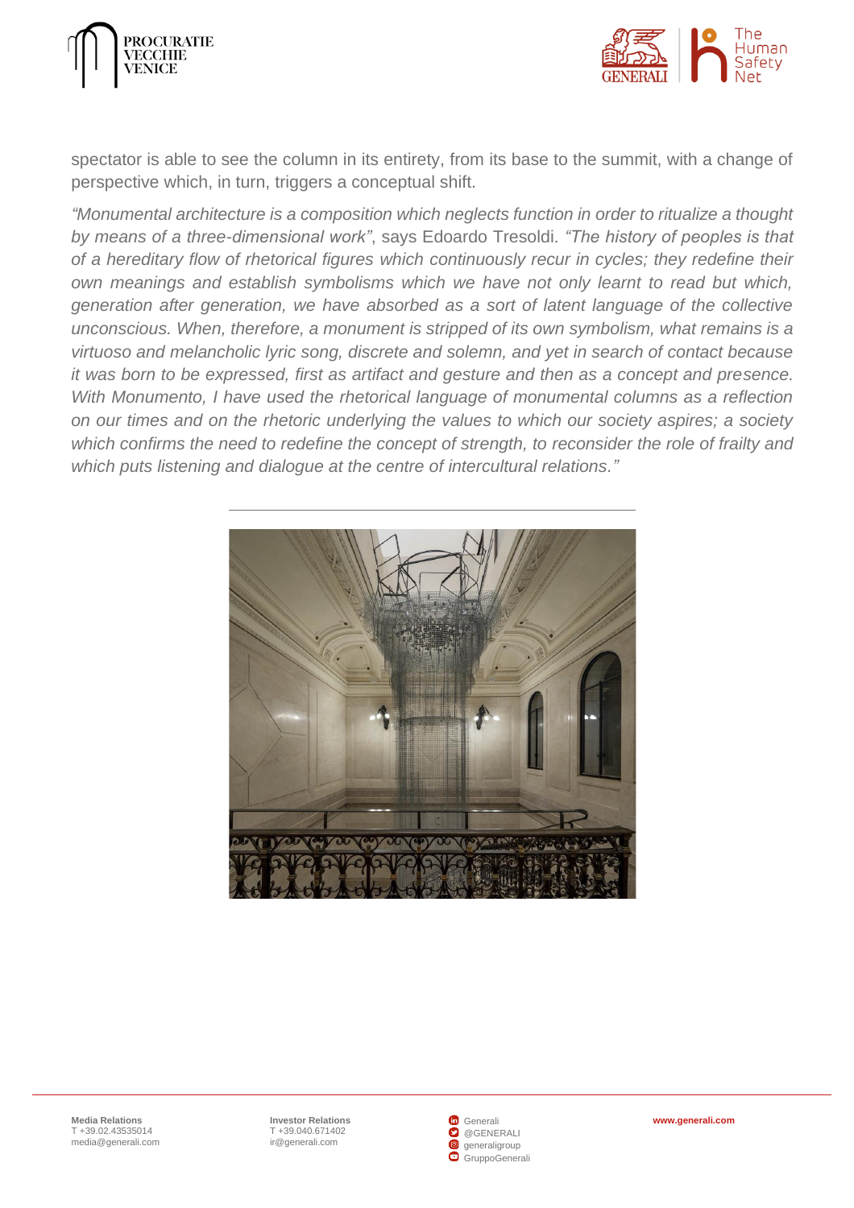spectator is able to see the column in its entirety, from its base to the summit, with a change of perspective which, in turn, triggers a conceptual shift.

*"Monumental architecture is a composition which neglects function in order to ritualize a thought by means of a three-dimensional work"*, says Edoardo Tresoldi. *"The history of peoples is that of a hereditary flow of rhetorical figures which continuously recur in cycles; they redefine their own meanings and establish symbolisms which we have not only learnt to read but which, generation after generation, we have absorbed as a sort of latent language of the collective unconscious. When, therefore, a monument is stripped of its own symbolism, what remains is a virtuoso and melancholic lyric song, discrete and solemn, and yet in search of contact because it was born to be expressed, first as artifact and gesture and then as a concept and presence. With Monumento, I have used the rhetorical language of monumental columns as a reflection on our times and on the rhetoric underlying the values to which our society aspires; a society which confirms the need to redefine the concept of strength, to reconsider the role of frailty and which puts listening and dialogue at the centre of intercultural relations."*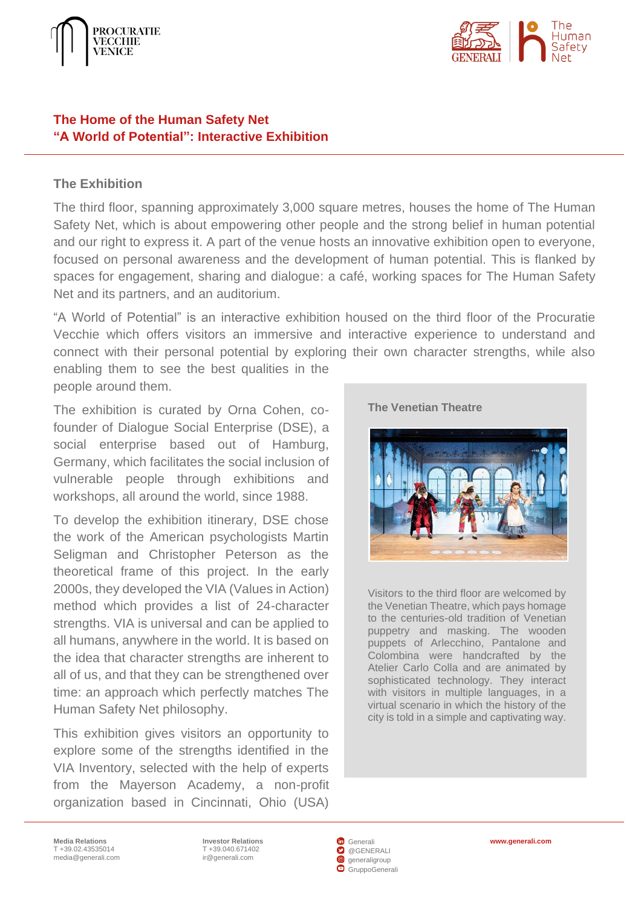## The Home of the Human Safety Net
## "A World of Potential": Interactive Exhibition

### The Exhibition

The third floor, spanning approximately 3,000 square metres, houses the home of The Human Safety Net, which is about empowering other people and the strong belief in human potential and our right to express it. A part of the venue hosts an innovative exhibition open to everyone, focused on personal awareness and the development of human potential. This is flanked by spaces for engagement, sharing and dialogue: a café, working spaces for The Human Safety Net and its partners, and an auditorium.

"A World of Potential" is an interactive exhibition housed on the third floor of the Procuratie Vecchie which offers visitors an immersive and interactive experience to understand and connect with their personal potential by exploring their own character strengths, while also enabling them to see the best qualities in the people around them.

The exhibition is curated by Orna Cohen, co-founder of Dialogue Social Enterprise (DSE), a social enterprise based out of Hamburg, Germany, which facilitates the social inclusion of vulnerable people through exhibitions and workshops, all around the world, since 1988.

To develop the exhibition itinerary, DSE chose the work of the American psychologists Martin Seligman and Christopher Peterson as the theoretical frame of this project. In the early 2000s, they developed the VIA (Values in Action) method which provides a list of 24-character strengths. VIA is universal and can be applied to all humans, anywhere in the world. It is based on the idea that character strengths are inherent to all of us, and that they can be strengthened over time: an approach which perfectly matches The Human Safety Net philosophy.

This exhibition gives visitors an opportunity to explore some of the strengths identified in the VIA Inventory, selected with the help of experts from the Mayerson Academy, a non-profit organization based in Cincinnati, Ohio (USA)

**The Venetian Theatre**

Visitors to the third floor are welcomed by the Venetian Theatre, which pays homage to the centuries-old tradition of Venetian puppetry and masking. The wooden puppets of Arlecchino, Pantalone and Colombina were handcrafted by the Atelier Carlo Colla and are animated by sophisticated technology. They interact with visitors in multiple languages, in a virtual scenario in which the history of the city is told in a simple and captivating way.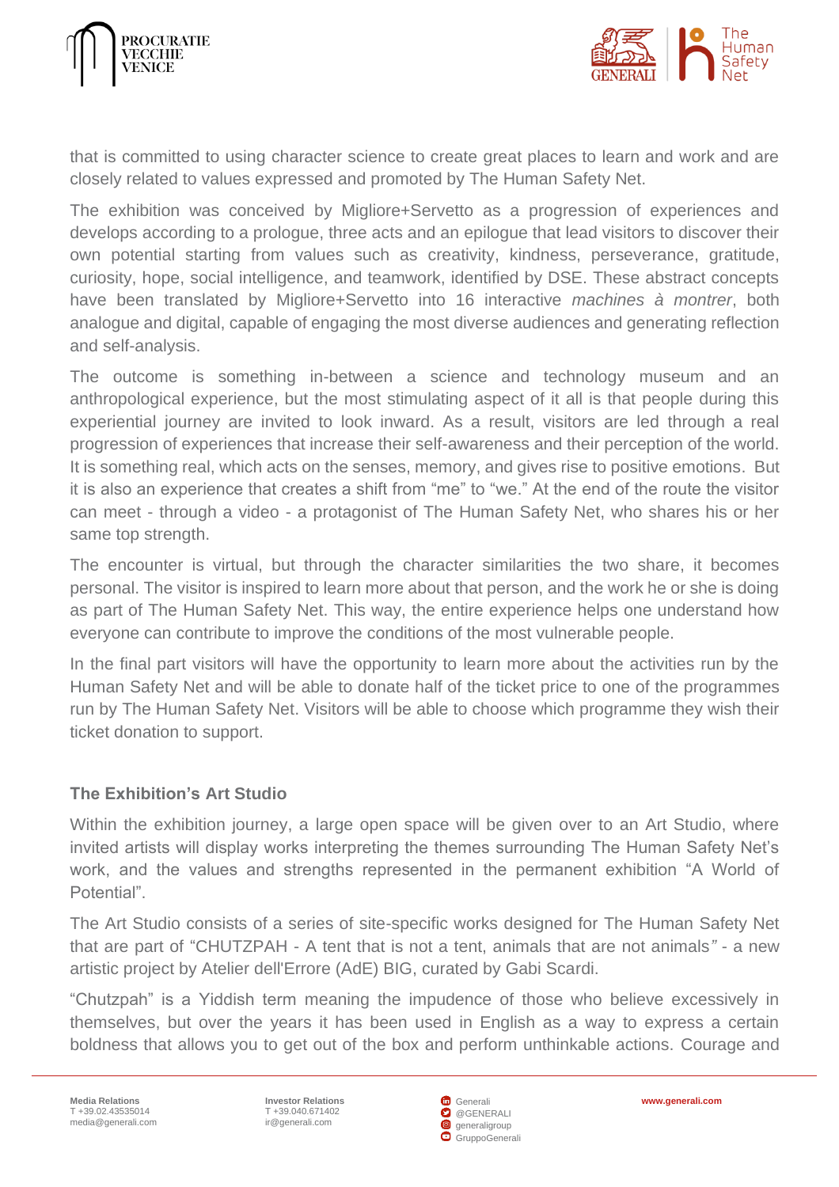that is committed to using character science to create great places to learn and work and are closely related to values expressed and promoted by The Human Safety Net.

The exhibition was conceived by Migliore+Servetto as a progression of experiences and develops according to a prologue, three acts and an epilogue that lead visitors to discover their own potential starting from values such as creativity, kindness, perseverance, gratitude, curiosity, hope, social intelligence, and teamwork, identified by DSE. These abstract concepts have been translated by Migliore+Servetto into 16 interactive *machines à montrer*, both analogue and digital, capable of engaging the most diverse audiences and generating reflection and self-analysis.

The outcome is something in-between a science and technology museum and an anthropological experience, but the most stimulating aspect of it all is that people during this experiential journey are invited to look inward. As a result, visitors are led through a real progression of experiences that increase their self-awareness and their perception of the world. It is something real, which acts on the senses, memory, and gives rise to positive emotions. But it is also an experience that creates a shift from "me" to "we." At the end of the route the visitor can meet - through a video - a protagonist of The Human Safety Net, who shares his or her same top strength.

The encounter is virtual, but through the character similarities the two share, it becomes personal. The visitor is inspired to learn more about that person, and the work he or she is doing as part of The Human Safety Net. This way, the entire experience helps one understand how everyone can contribute to improve the conditions of the most vulnerable people.

In the final part visitors will have the opportunity to learn more about the activities run by the Human Safety Net and will be able to donate half of the ticket price to one of the programmes run by The Human Safety Net. Visitors will be able to choose which programme they wish their ticket donation to support.

### The Exhibition's Art Studio

Within the exhibition journey, a large open space will be given over to an Art Studio, where invited artists will display works interpreting the themes surrounding The Human Safety Net's work, and the values and strengths represented in the permanent exhibition "A World of Potential".

The Art Studio consists of a series of site-specific works designed for The Human Safety Net that are part of "CHUTZPAH - A tent that is not a tent, animals that are not animals" - a new artistic project by Atelier dell'Errore (AdE) BIG, curated by Gabi Scardi.

"Chutzpah" is a Yiddish term meaning the impudence of those who believe excessively in themselves, but over the years it has been used in English as a way to express a certain boldness that allows you to get out of the box and perform unthinkable actions. Courage and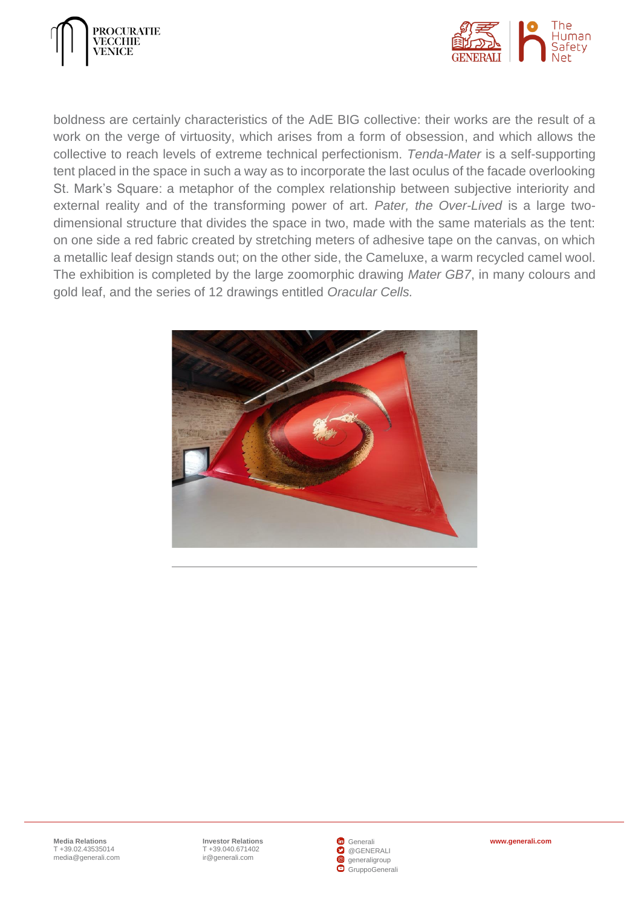boldness are certainly characteristics of the AdE BIG collective: their works are the result of a work on the verge of virtuosity, which arises from a form of obsession, and which allows the collective to reach levels of extreme technical perfectionism. *Tenda-Mater* is a self-supporting tent placed in the space in such a way as to incorporate the last oculus of the facade overlooking St. Mark's Square: a metaphor of the complex relationship between subjective interiority and external reality and of the transforming power of art. *Pater, the Over-Lived* is a large two-dimensional structure that divides the space in two, made with the same materials as the tent: on one side a red fabric created by stretching meters of adhesive tape on the canvas, on which a metallic leaf design stands out; on the other side, the Cameluxe, a warm recycled camel wool. The exhibition is completed by the large zoomorphic drawing *Mater GB7*, in many colours and gold leaf, and the series of 12 drawings entitled *Oracular Cells.*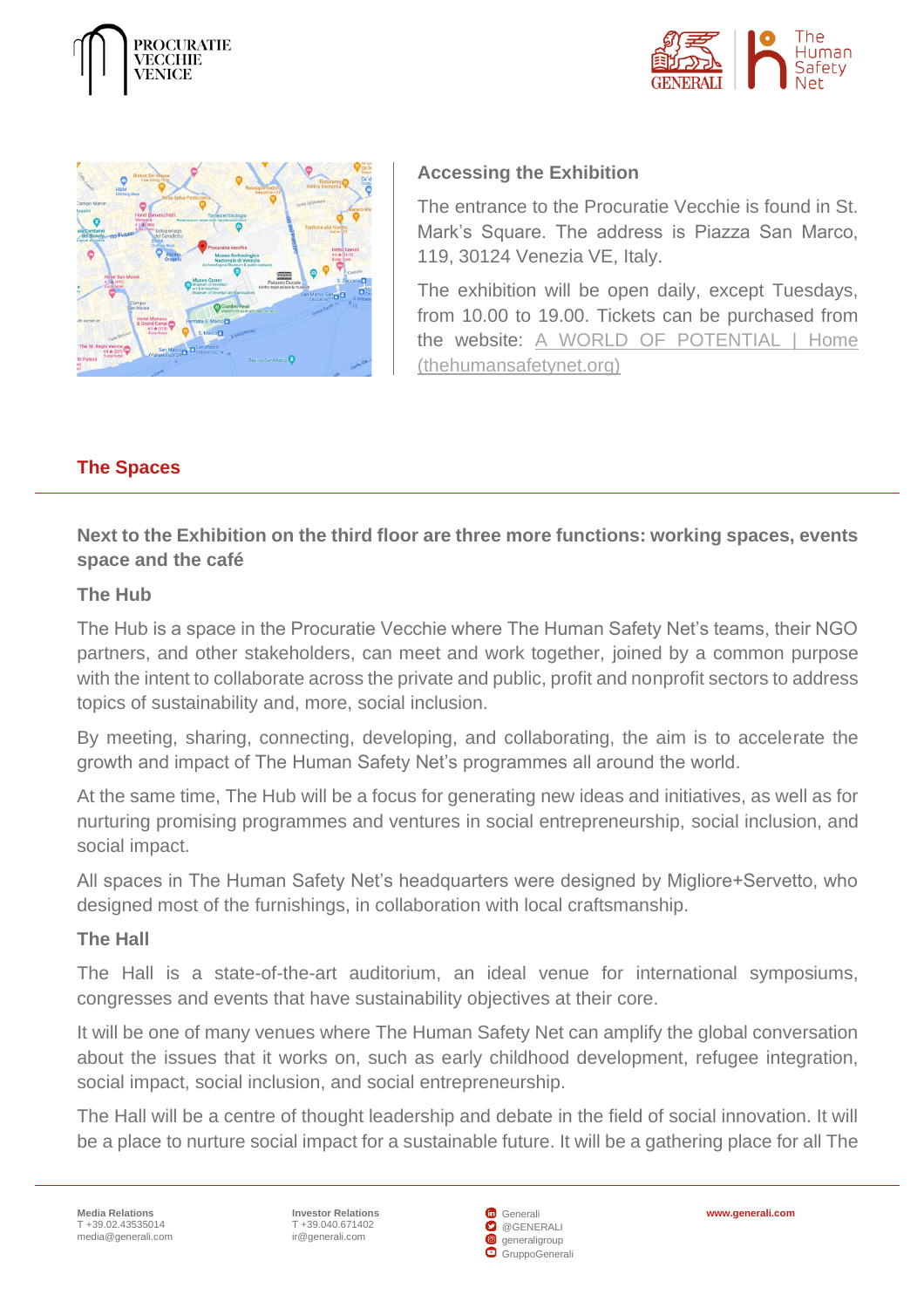## Accessing the Exhibition

The entrance to the Procuratie Vecchie is found in St. Mark's Square. The address is Piazza San Marco, 119, 30124 Venezia VE, Italy.

The exhibition will be open daily, except Tuesdays, from 10.00 to 19.00. Tickets can be purchased from the website: A WORLD OF POTENTIAL | Home (thehumansafetynet.org)

## The Spaces

**Next to the Exhibition on the third floor are three more functions: working spaces, events space and the café**

### The Hub

The Hub is a space in the Procuratie Vecchie where The Human Safety Net's teams, their NGO partners, and other stakeholders, can meet and work together, joined by a common purpose with the intent to collaborate across the private and public, profit and nonprofit sectors to address topics of sustainability and, more, social inclusion.

By meeting, sharing, connecting, developing, and collaborating, the aim is to accelerate the growth and impact of The Human Safety Net's programmes all around the world.

At the same time, The Hub will be a focus for generating new ideas and initiatives, as well as for nurturing promising programmes and ventures in social entrepreneurship, social inclusion, and social impact.

All spaces in The Human Safety Net's headquarters were designed by Migliore+Servetto, who designed most of the furnishings, in collaboration with local craftsmanship.

### The Hall

The Hall is a state-of-the-art auditorium, an ideal venue for international symposiums, congresses and events that have sustainability objectives at their core.

It will be one of many venues where The Human Safety Net can amplify the global conversation about the issues that it works on, such as early childhood development, refugee integration, social impact, social inclusion, and social entrepreneurship.

The Hall will be a centre of thought leadership and debate in the field of social innovation. It will be a place to nurture social impact for a sustainable future. It will be a gathering place for all The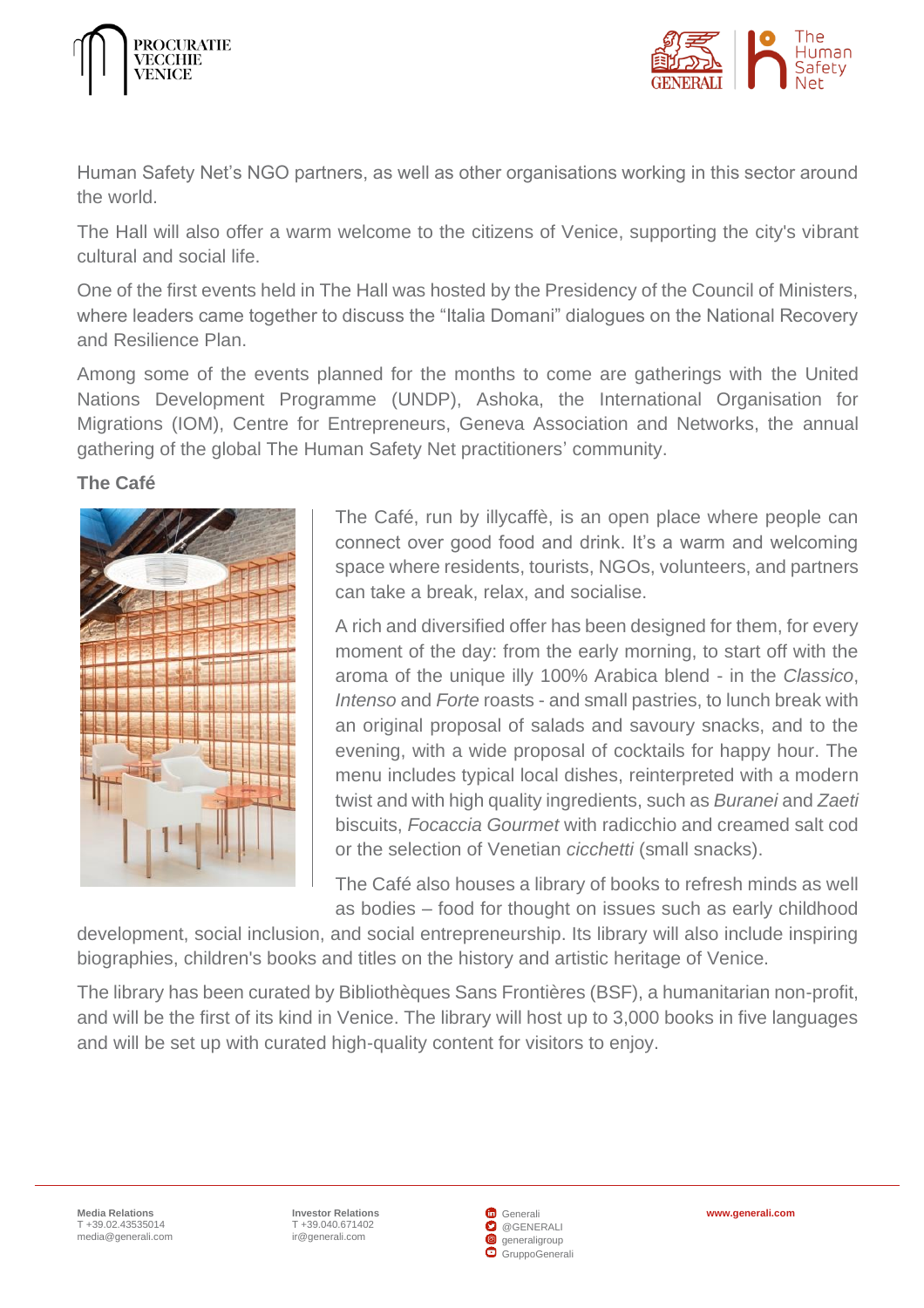Human Safety Net's NGO partners, as well as other organisations working in this sector around the world.

The Hall will also offer a warm welcome to the citizens of Venice, supporting the city's vibrant cultural and social life.

One of the first events held in The Hall was hosted by the Presidency of the Council of Ministers, where leaders came together to discuss the "Italia Domani" dialogues on the National Recovery and Resilience Plan.

Among some of the events planned for the months to come are gatherings with the United Nations Development Programme (UNDP), Ashoka, the International Organisation for Migrations (IOM), Centre for Entrepreneurs, Geneva Association and Networks, the annual gathering of the global The Human Safety Net practitioners' community.

**The Café**

The Café, run by illycaffè, is an open place where people can connect over good food and drink. It's a warm and welcoming space where residents, tourists, NGOs, volunteers, and partners can take a break, relax, and socialise.

A rich and diversified offer has been designed for them, for every moment of the day: from the early morning, to start off with the aroma of the unique illy 100% Arabica blend - in the *Classico*, *Intenso* and *Forte* roasts - and small pastries, to lunch break with an original proposal of salads and savoury snacks, and to the evening, with a wide proposal of cocktails for happy hour. The menu includes typical local dishes, reinterpreted with a modern twist and with high quality ingredients, such as *Buranei* and *Zaeti* biscuits, *Focaccia Gourmet* with radicchio and creamed salt cod or the selection of Venetian *cicchetti* (small snacks).

The Café also houses a library of books to refresh minds as well as bodies – food for thought on issues such as early childhood development, social inclusion, and social entrepreneurship. Its library will also include inspiring biographies, children's books and titles on the history and artistic heritage of Venice.

The library has been curated by Bibliothèques Sans Frontières (BSF), a humanitarian non-profit, and will be the first of its kind in Venice. The library will host up to 3,000 books in five languages and will be set up with curated high-quality content for visitors to enjoy.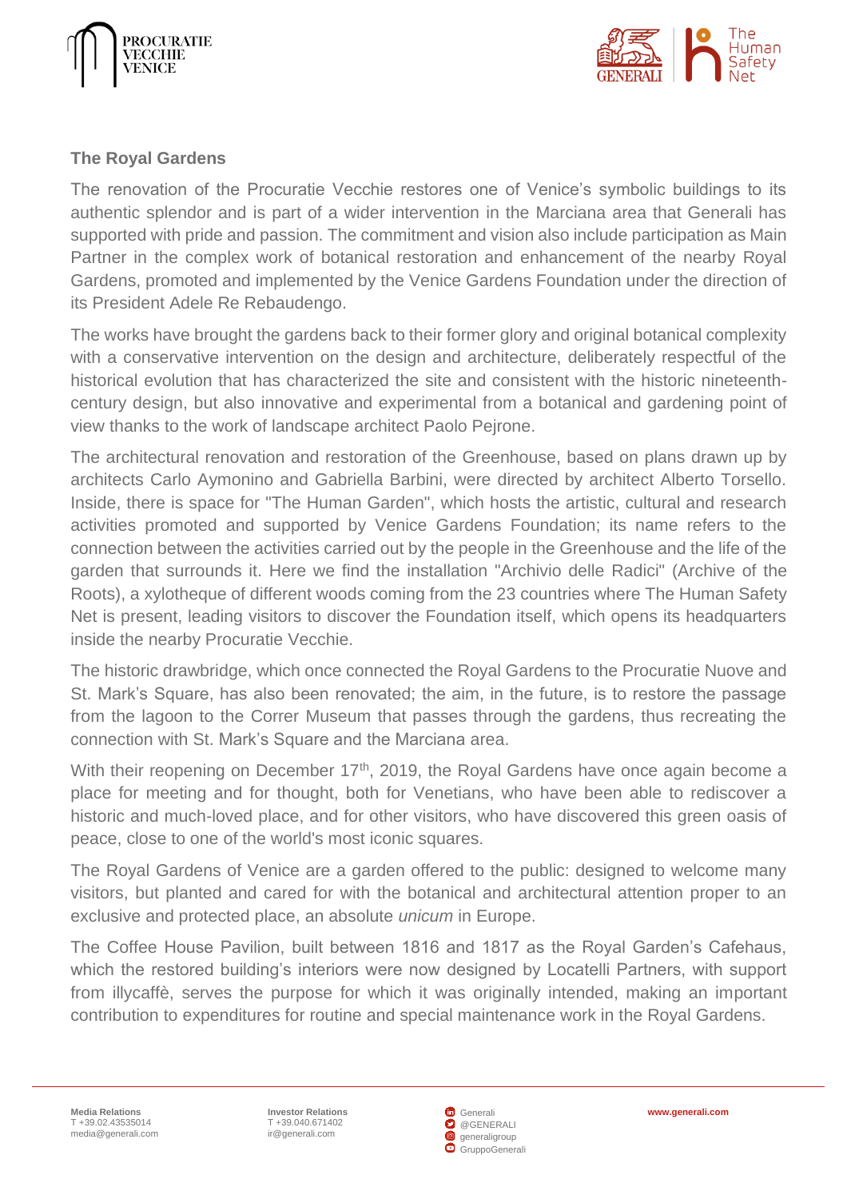## The Royal Gardens

The renovation of the Procuratie Vecchie restores one of Venice's symbolic buildings to its authentic splendor and is part of a wider intervention in the Marciana area that Generali has supported with pride and passion. The commitment and vision also include participation as Main Partner in the complex work of botanical restoration and enhancement of the nearby Royal Gardens, promoted and implemented by the Venice Gardens Foundation under the direction of its President Adele Re Rebaudengo.

The works have brought the gardens back to their former glory and original botanical complexity with a conservative intervention on the design and architecture, deliberately respectful of the historical evolution that has characterized the site and consistent with the historic nineteenth-century design, but also innovative and experimental from a botanical and gardening point of view thanks to the work of landscape architect Paolo Pejrone.

The architectural renovation and restoration of the Greenhouse, based on plans drawn up by architects Carlo Aymonino and Gabriella Barbini, were directed by architect Alberto Torsello. Inside, there is space for "The Human Garden", which hosts the artistic, cultural and research activities promoted and supported by Venice Gardens Foundation; its name refers to the connection between the activities carried out by the people in the Greenhouse and the life of the garden that surrounds it. Here we find the installation "Archivio delle Radici" (Archive of the Roots), a xylotheque of different woods coming from the 23 countries where The Human Safety Net is present, leading visitors to discover the Foundation itself, which opens its headquarters inside the nearby Procuratie Vecchie.

The historic drawbridge, which once connected the Royal Gardens to the Procuratie Nuove and St. Mark's Square, has also been renovated; the aim, in the future, is to restore the passage from the lagoon to the Correr Museum that passes through the gardens, thus recreating the connection with St. Mark's Square and the Marciana area.

With their reopening on December 17th, 2019, the Royal Gardens have once again become a place for meeting and for thought, both for Venetians, who have been able to rediscover a historic and much-loved place, and for other visitors, who have discovered this green oasis of peace, close to one of the world's most iconic squares.

The Royal Gardens of Venice are a garden offered to the public: designed to welcome many visitors, but planted and cared for with the botanical and architectural attention proper to an exclusive and protected place, an absolute *unicum* in Europe.

The Coffee House Pavilion, built between 1816 and 1817 as the Royal Garden's Cafehaus, which the restored building's interiors were now designed by Locatelli Partners, with support from illycaffè, serves the purpose for which it was originally intended, making an important contribution to expenditures for routine and special maintenance work in the Royal Gardens.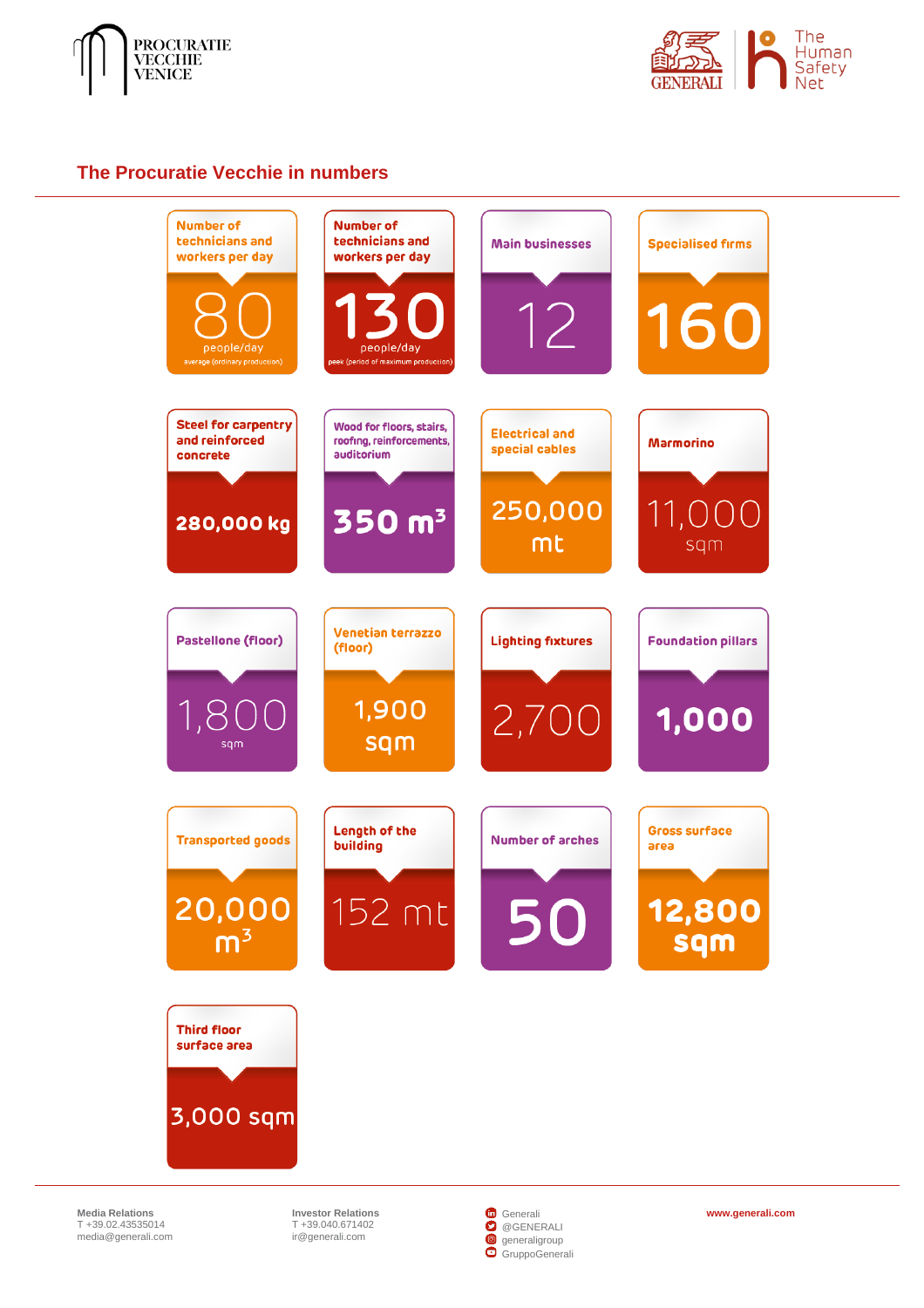## The Procuratie Vecchie in numbers

| Item | Value |
|---|---|
| Number of technicians and workers per day | 80 people/day (average (ordinary production)) |
| Number of technicians and workers per day | 130 people/day (peek (period of maximum production)) |
| Main businesses | 12 |
| Specialised firms | 160 |
| Steel for carpentry and reinforced concrete | 280,000 kg |
| Wood for floors, stairs, roofing, reinforcements, auditorium | 350 $m^3$ |
| Electrical and special cables | 250,000 mt |
| Marmorino | 11,000 sqm |
| Pastellone (floor) | 1,800 sqm |
| Venetian terrazzo (floor) | 1,900 sqm |
| Lighting fixtures | 2,700 |
| Foundation pillars | 1,000 |
| Transported goods | 20,000 $m^3$ |
| Length of the building | 152 mt |
| Number of arches | 50 |
| Gross surface area | 12,800 sqm |
| Third floor surface area | 3,000 sqm |

**Media Relations**
T +39.02.43535014
media@generali.com

**Investor Relations**
T +39.040.671402
ir@generali.com

Generali
@GENERALI
generaligroup
GruppoGenerali

**www.generali.com**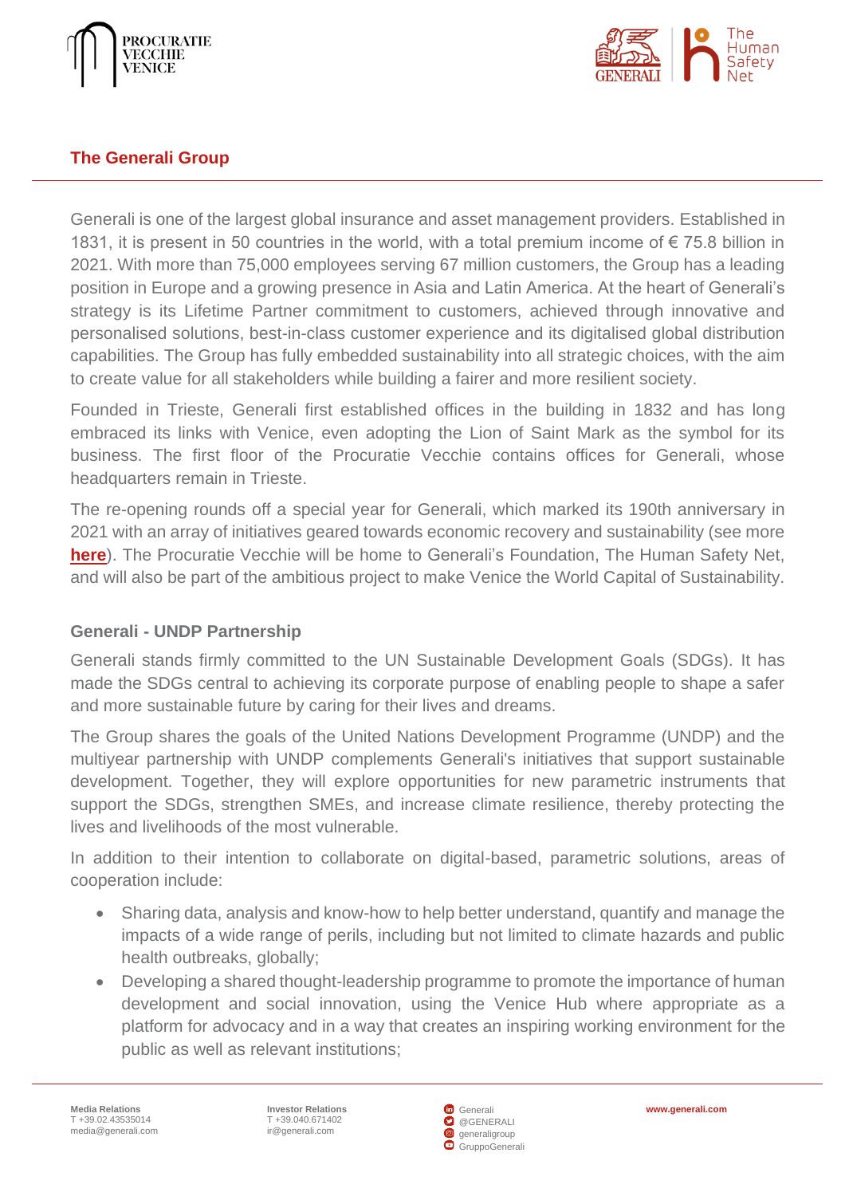## The Generali Group

Generali is one of the largest global insurance and asset management providers. Established in 1831, it is present in 50 countries in the world, with a total premium income of € 75.8 billion in 2021. With more than 75,000 employees serving 67 million customers, the Group has a leading position in Europe and a growing presence in Asia and Latin America. At the heart of Generali's strategy is its Lifetime Partner commitment to customers, achieved through innovative and personalised solutions, best-in-class customer experience and its digitalised global distribution capabilities. The Group has fully embedded sustainability into all strategic choices, with the aim to create value for all stakeholders while building a fairer and more resilient society.

Founded in Trieste, Generali first established offices in the building in 1832 and has long embraced its links with Venice, even adopting the Lion of Saint Mark as the symbol for its business. The first floor of the Procuratie Vecchie contains offices for Generali, whose headquarters remain in Trieste.

The re-opening rounds off a special year for Generali, which marked its 190th anniversary in 2021 with an array of initiatives geared towards economic recovery and sustainability (see more **here**). The Procuratie Vecchie will be home to Generali's Foundation, The Human Safety Net, and will also be part of the ambitious project to make Venice the World Capital of Sustainability.

### Generali - UNDP Partnership

Generali stands firmly committed to the UN Sustainable Development Goals (SDGs). It has made the SDGs central to achieving its corporate purpose of enabling people to shape a safer and more sustainable future by caring for their lives and dreams.

The Group shares the goals of the United Nations Development Programme (UNDP) and the multiyear partnership with UNDP complements Generali's initiatives that support sustainable development. Together, they will explore opportunities for new parametric instruments that support the SDGs, strengthen SMEs, and increase climate resilience, thereby protecting the lives and livelihoods of the most vulnerable.

In addition to their intention to collaborate on digital-based, parametric solutions, areas of cooperation include:

- Sharing data, analysis and know-how to help better understand, quantify and manage the impacts of a wide range of perils, including but not limited to climate hazards and public health outbreaks, globally;
- Developing a shared thought-leadership programme to promote the importance of human development and social innovation, using the Venice Hub where appropriate as a platform for advocacy and in a way that creates an inspiring working environment for the public as well as relevant institutions;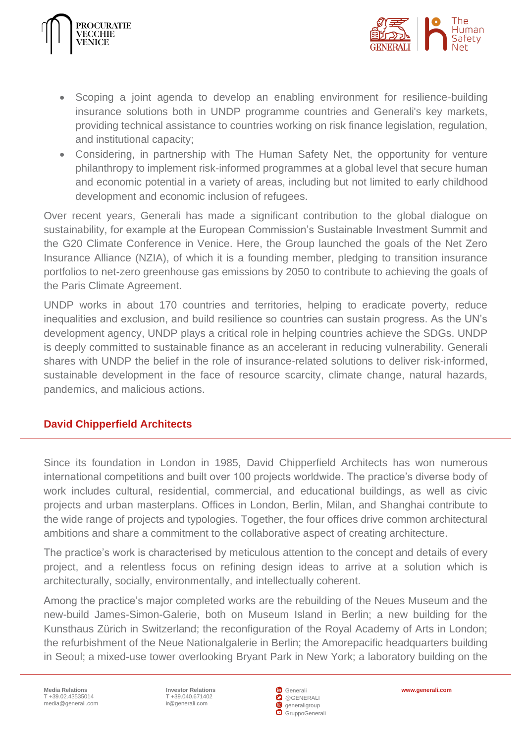- Scoping a joint agenda to develop an enabling environment for resilience-building insurance solutions both in UNDP programme countries and Generali's key markets, providing technical assistance to countries working on risk finance legislation, regulation, and institutional capacity;
- Considering, in partnership with The Human Safety Net, the opportunity for venture philanthropy to implement risk-informed programmes at a global level that secure human and economic potential in a variety of areas, including but not limited to early childhood development and economic inclusion of refugees.

Over recent years, Generali has made a significant contribution to the global dialogue on sustainability, for example at the European Commission's Sustainable Investment Summit and the G20 Climate Conference in Venice. Here, the Group launched the goals of the Net Zero Insurance Alliance (NZIA), of which it is a founding member, pledging to transition insurance portfolios to net-zero greenhouse gas emissions by 2050 to contribute to achieving the goals of the Paris Climate Agreement.

UNDP works in about 170 countries and territories, helping to eradicate poverty, reduce inequalities and exclusion, and build resilience so countries can sustain progress. As the UN's development agency, UNDP plays a critical role in helping countries achieve the SDGs. UNDP is deeply committed to sustainable finance as an accelerant in reducing vulnerability. Generali shares with UNDP the belief in the role of insurance-related solutions to deliver risk-informed, sustainable development in the face of resource scarcity, climate change, natural hazards, pandemics, and malicious actions.

## David Chipperfield Architects

Since its foundation in London in 1985, David Chipperfield Architects has won numerous international competitions and built over 100 projects worldwide. The practice's diverse body of work includes cultural, residential, commercial, and educational buildings, as well as civic projects and urban masterplans. Offices in London, Berlin, Milan, and Shanghai contribute to the wide range of projects and typologies. Together, the four offices drive common architectural ambitions and share a commitment to the collaborative aspect of creating architecture.

The practice's work is characterised by meticulous attention to the concept and details of every project, and a relentless focus on refining design ideas to arrive at a solution which is architecturally, socially, environmentally, and intellectually coherent.

Among the practice's major completed works are the rebuilding of the Neues Museum and the new-build James-Simon-Galerie, both on Museum Island in Berlin; a new building for the Kunsthaus Zürich in Switzerland; the reconfiguration of the Royal Academy of Arts in London; the refurbishment of the Neue Nationalgalerie in Berlin; the Amorepacific headquarters building in Seoul; a mixed-use tower overlooking Bryant Park in New York; a laboratory building on the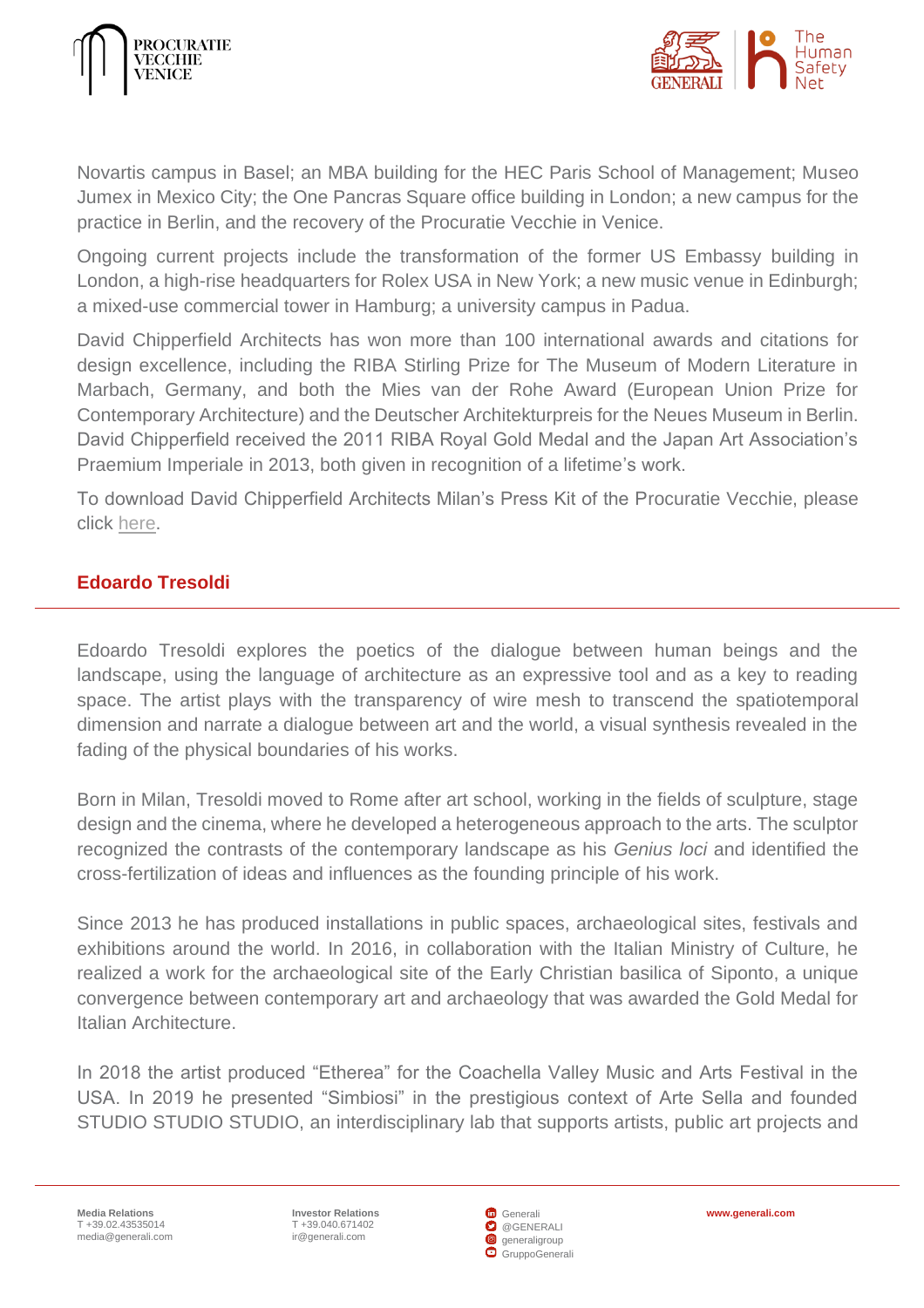Novartis campus in Basel; an MBA building for the HEC Paris School of Management; Museo Jumex in Mexico City; the One Pancras Square office building in London; a new campus for the practice in Berlin, and the recovery of the Procuratie Vecchie in Venice.

Ongoing current projects include the transformation of the former US Embassy building in London, a high-rise headquarters for Rolex USA in New York; a new music venue in Edinburgh; a mixed-use commercial tower in Hamburg; a university campus in Padua.

David Chipperfield Architects has won more than 100 international awards and citations for design excellence, including the RIBA Stirling Prize for The Museum of Modern Literature in Marbach, Germany, and both the Mies van der Rohe Award (European Union Prize for Contemporary Architecture) and the Deutscher Architekturpreis for the Neues Museum in Berlin. David Chipperfield received the 2011 RIBA Royal Gold Medal and the Japan Art Association's Praemium Imperiale in 2013, both given in recognition of a lifetime's work.

To download David Chipperfield Architects Milan's Press Kit of the Procuratie Vecchie, please click here.

## Edoardo Tresoldi

Edoardo Tresoldi explores the poetics of the dialogue between human beings and the landscape, using the language of architecture as an expressive tool and as a key to reading space. The artist plays with the transparency of wire mesh to transcend the spatiotemporal dimension and narrate a dialogue between art and the world, a visual synthesis revealed in the fading of the physical boundaries of his works.

Born in Milan, Tresoldi moved to Rome after art school, working in the fields of sculpture, stage design and the cinema, where he developed a heterogeneous approach to the arts. The sculptor recognized the contrasts of the contemporary landscape as his *Genius loci* and identified the cross-fertilization of ideas and influences as the founding principle of his work.

Since 2013 he has produced installations in public spaces, archaeological sites, festivals and exhibitions around the world. In 2016, in collaboration with the Italian Ministry of Culture, he realized a work for the archaeological site of the Early Christian basilica of Siponto, a unique convergence between contemporary art and archaeology that was awarded the Gold Medal for Italian Architecture.

In 2018 the artist produced "Etherea" for the Coachella Valley Music and Arts Festival in the USA. In 2019 he presented "Simbiosi" in the prestigious context of Arte Sella and founded STUDIO STUDIO STUDIO, an interdisciplinary lab that supports artists, public art projects and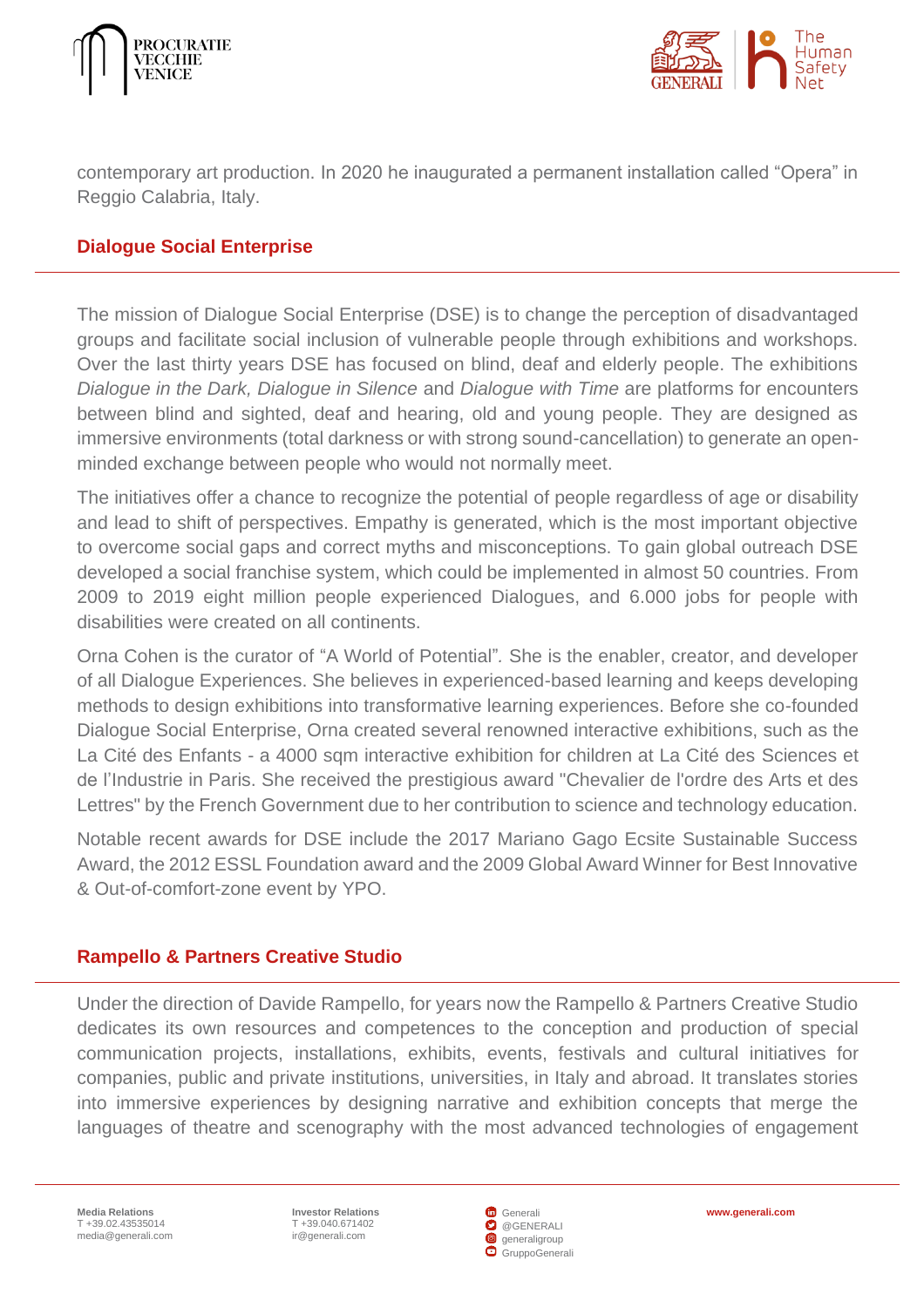contemporary art production. In 2020 he inaugurated a permanent installation called "Opera" in Reggio Calabria, Italy.

## Dialogue Social Enterprise

The mission of Dialogue Social Enterprise (DSE) is to change the perception of disadvantaged groups and facilitate social inclusion of vulnerable people through exhibitions and workshops. Over the last thirty years DSE has focused on blind, deaf and elderly people. The exhibitions *Dialogue in the Dark, Dialogue in Silence* and *Dialogue with Time* are platforms for encounters between blind and sighted, deaf and hearing, old and young people. They are designed as immersive environments (total darkness or with strong sound-cancellation) to generate an open-minded exchange between people who would not normally meet.

The initiatives offer a chance to recognize the potential of people regardless of age or disability and lead to shift of perspectives. Empathy is generated, which is the most important objective to overcome social gaps and correct myths and misconceptions. To gain global outreach DSE developed a social franchise system, which could be implemented in almost 50 countries. From 2009 to 2019 eight million people experienced Dialogues, and 6.000 jobs for people with disabilities were created on all continents.

Orna Cohen is the curator of "A World of Potential". She is the enabler, creator, and developer of all Dialogue Experiences. She believes in experienced-based learning and keeps developing methods to design exhibitions into transformative learning experiences. Before she co-founded Dialogue Social Enterprise, Orna created several renowned interactive exhibitions, such as the La Cité des Enfants - a 4000 sqm interactive exhibition for children at La Cité des Sciences et de l'Industrie in Paris. She received the prestigious award "Chevalier de l'ordre des Arts et des Lettres" by the French Government due to her contribution to science and technology education.

Notable recent awards for DSE include the 2017 Mariano Gago Ecsite Sustainable Success Award, the 2012 ESSL Foundation award and the 2009 Global Award Winner for Best Innovative & Out-of-comfort-zone event by YPO.

## Rampello & Partners Creative Studio

Under the direction of Davide Rampello, for years now the Rampello & Partners Creative Studio dedicates its own resources and competences to the conception and production of special communication projects, installations, exhibits, events, festivals and cultural initiatives for companies, public and private institutions, universities, in Italy and abroad. It translates stories into immersive experiences by designing narrative and exhibition concepts that merge the languages of theatre and scenography with the most advanced technologies of engagement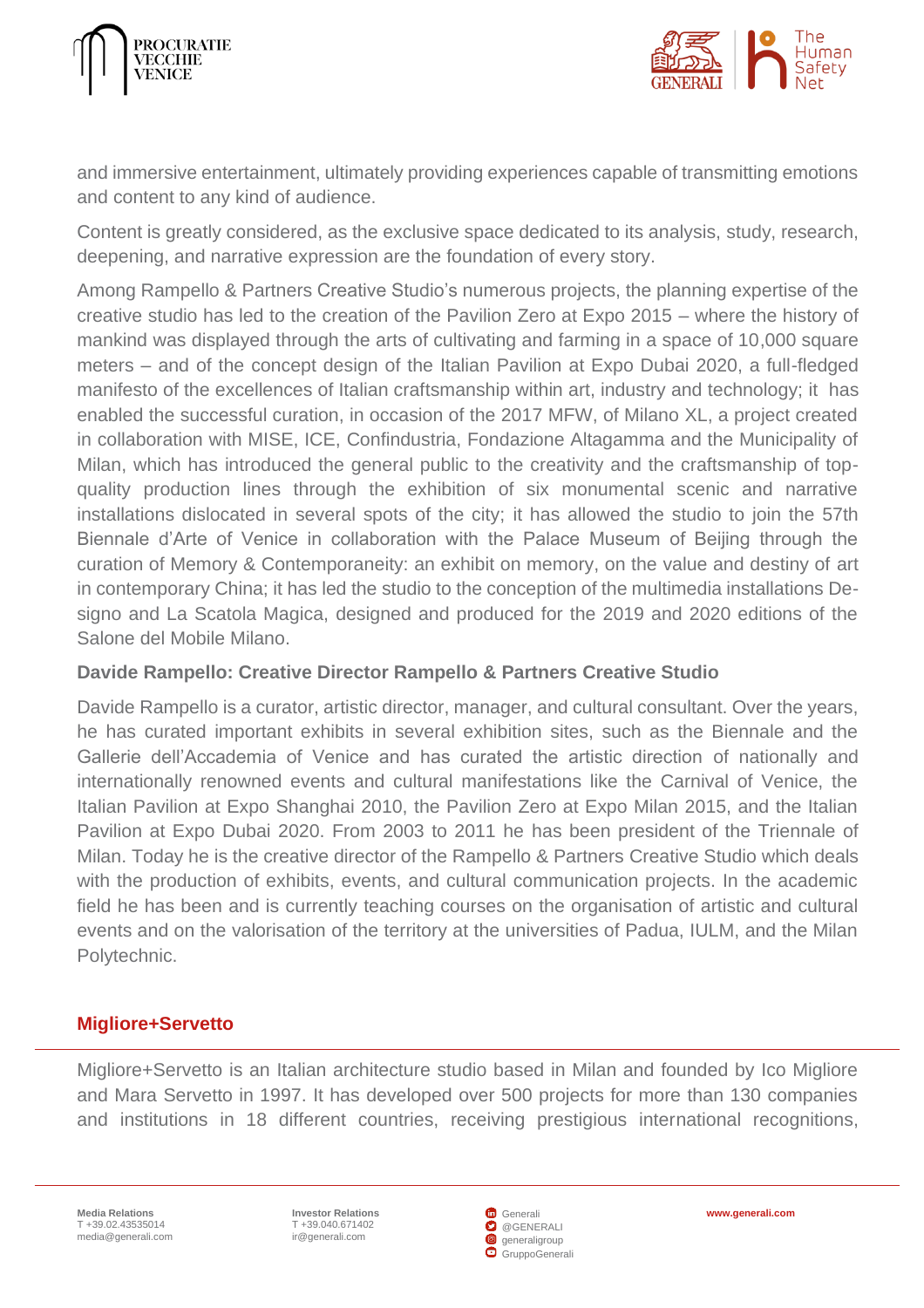and immersive entertainment, ultimately providing experiences capable of transmitting emotions and content to any kind of audience.

Content is greatly considered, as the exclusive space dedicated to its analysis, study, research, deepening, and narrative expression are the foundation of every story.

Among Rampello & Partners Creative Studio's numerous projects, the planning expertise of the creative studio has led to the creation of the Pavilion Zero at Expo 2015 – where the history of mankind was displayed through the arts of cultivating and farming in a space of 10,000 square meters – and of the concept design of the Italian Pavilion at Expo Dubai 2020, a full-fledged manifesto of the excellences of Italian craftsmanship within art, industry and technology; it has enabled the successful curation, in occasion of the 2017 MFW, of Milano XL, a project created in collaboration with MISE, ICE, Confindustria, Fondazione Altagamma and the Municipality of Milan, which has introduced the general public to the creativity and the craftsmanship of top-quality production lines through the exhibition of six monumental scenic and narrative installations dislocated in several spots of the city; it has allowed the studio to join the 57th Biennale d'Arte of Venice in collaboration with the Palace Museum of Beijing through the curation of Memory & Contemporaneity: an exhibit on memory, on the value and destiny of art in contemporary China; it has led the studio to the conception of the multimedia installations De-signo and La Scatola Magica, designed and produced for the 2019 and 2020 editions of the Salone del Mobile Milano.

**Davide Rampello: Creative Director Rampello & Partners Creative Studio**

Davide Rampello is a curator, artistic director, manager, and cultural consultant. Over the years, he has curated important exhibits in several exhibition sites, such as the Biennale and the Gallerie dell'Accademia of Venice and has curated the artistic direction of nationally and internationally renowned events and cultural manifestations like the Carnival of Venice, the Italian Pavilion at Expo Shanghai 2010, the Pavilion Zero at Expo Milan 2015, and the Italian Pavilion at Expo Dubai 2020. From 2003 to 2011 he has been president of the Triennale of Milan. Today he is the creative director of the Rampello & Partners Creative Studio which deals with the production of exhibits, events, and cultural communication projects. In the academic field he has been and is currently teaching courses on the organisation of artistic and cultural events and on the valorisation of the territory at the universities of Padua, IULM, and the Milan Polytechnic.

## Migliore+Servetto

Migliore+Servetto is an Italian architecture studio based in Milan and founded by Ico Migliore and Mara Servetto in 1997. It has developed over 500 projects for more than 130 companies and institutions in 18 different countries, receiving prestigious international recognitions,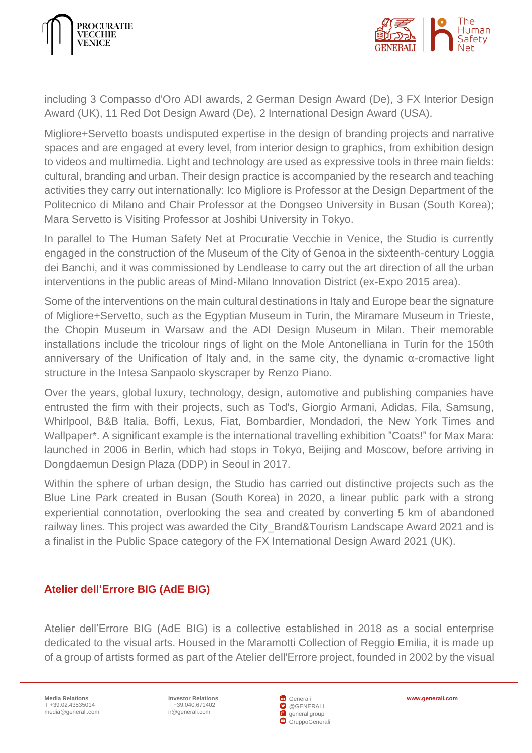including 3 Compasso d'Oro ADI awards, 2 German Design Award (De), 3 FX Interior Design Award (UK), 11 Red Dot Design Award (De), 2 International Design Award (USA).

Migliore+Servetto boasts undisputed expertise in the design of branding projects and narrative spaces and are engaged at every level, from interior design to graphics, from exhibition design to videos and multimedia. Light and technology are used as expressive tools in three main fields: cultural, branding and urban. Their design practice is accompanied by the research and teaching activities they carry out internationally: Ico Migliore is Professor at the Design Department of the Politecnico di Milano and Chair Professor at the Dongseo University in Busan (South Korea); Mara Servetto is Visiting Professor at Joshibi University in Tokyo.

In parallel to The Human Safety Net at Procuratie Vecchie in Venice, the Studio is currently engaged in the construction of the Museum of the City of Genoa in the sixteenth-century Loggia dei Banchi, and it was commissioned by Lendlease to carry out the art direction of all the urban interventions in the public areas of Mind-Milano Innovation District (ex-Expo 2015 area).

Some of the interventions on the main cultural destinations in Italy and Europe bear the signature of Migliore+Servetto, such as the Egyptian Museum in Turin, the Miramare Museum in Trieste, the Chopin Museum in Warsaw and the ADI Design Museum in Milan. Their memorable installations include the tricolour rings of light on the Mole Antonelliana in Turin for the 150th anniversary of the Unification of Italy and, in the same city, the dynamic α-cromactive light structure in the Intesa Sanpaolo skyscraper by Renzo Piano.

Over the years, global luxury, technology, design, automotive and publishing companies have entrusted the firm with their projects, such as Tod's, Giorgio Armani, Adidas, Fila, Samsung, Whirlpool, B&B Italia, Boffi, Lexus, Fiat, Bombardier, Mondadori, the New York Times and Wallpaper*. A significant example is the international travelling exhibition "Coats!" for Max Mara: launched in 2006 in Berlin, which had stops in Tokyo, Beijing and Moscow, before arriving in Dongdaemun Design Plaza (DDP) in Seoul in 2017.

Within the sphere of urban design, the Studio has carried out distinctive projects such as the Blue Line Park created in Busan (South Korea) in 2020, a linear public park with a strong experiential connotation, overlooking the sea and created by converting 5 km of abandoned railway lines. This project was awarded the City_Brand&Tourism Landscape Award 2021 and is a finalist in the Public Space category of the FX International Design Award 2021 (UK).

## Atelier dell'Errore BIG (AdE BIG)

Atelier dell'Errore BIG (AdE BIG) is a collective established in 2018 as a social enterprise dedicated to the visual arts. Housed in the Maramotti Collection of Reggio Emilia, it is made up of a group of artists formed as part of the Atelier dell'Errore project, founded in 2002 by the visual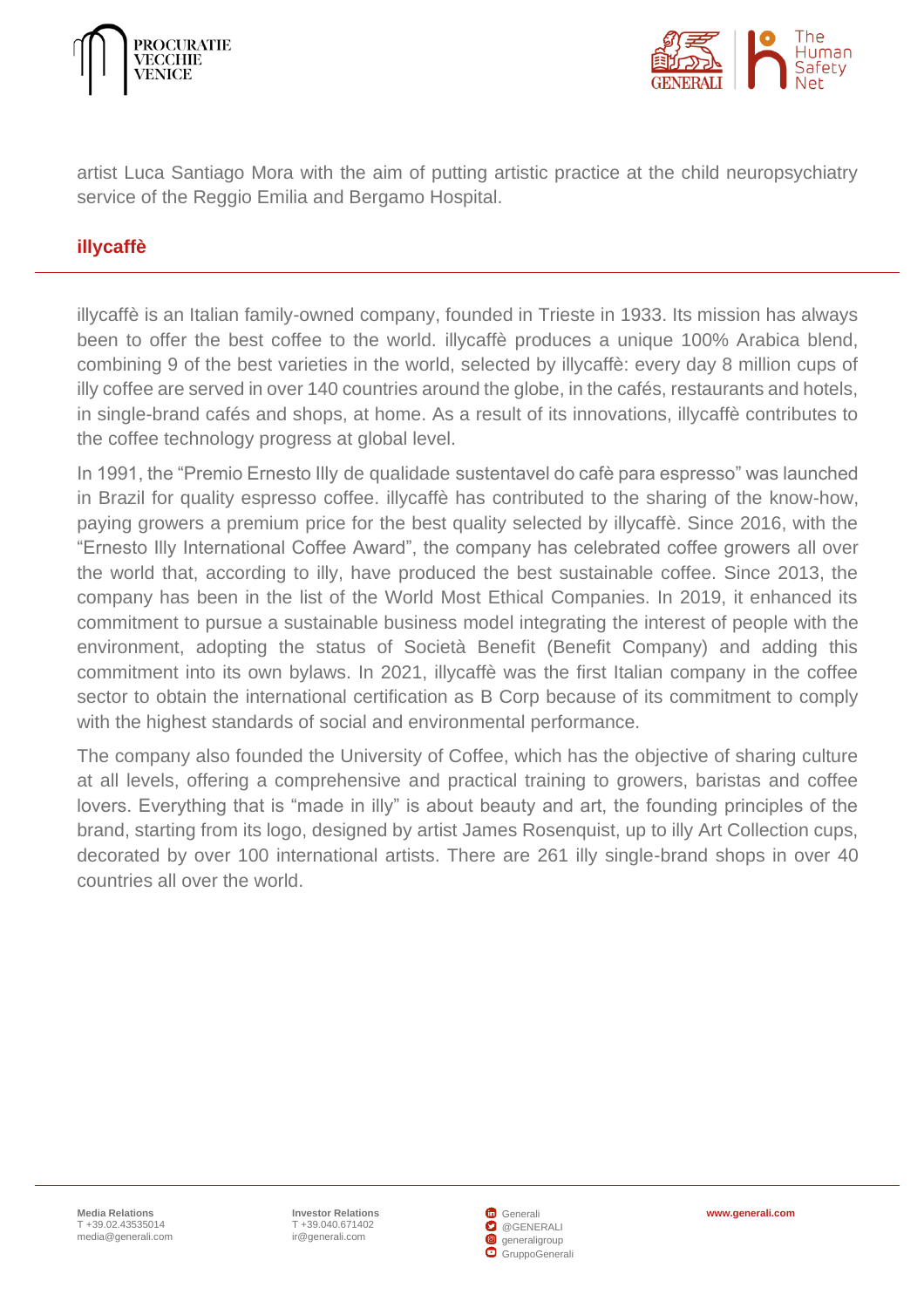artist Luca Santiago Mora with the aim of putting artistic practice at the child neuropsychiatry service of the Reggio Emilia and Bergamo Hospital.

## illycaffè

illycaffè is an Italian family-owned company, founded in Trieste in 1933. Its mission has always been to offer the best coffee to the world. illycaffè produces a unique 100% Arabica blend, combining 9 of the best varieties in the world, selected by illycaffè: every day 8 million cups of illy coffee are served in over 140 countries around the globe, in the cafés, restaurants and hotels, in single-brand cafés and shops, at home. As a result of its innovations, illycaffè contributes to the coffee technology progress at global level.

In 1991, the "Premio Ernesto Illy de qualidade sustentavel do cafè para espresso" was launched in Brazil for quality espresso coffee. illycaffè has contributed to the sharing of the know-how, paying growers a premium price for the best quality selected by illycaffè. Since 2016, with the "Ernesto Illy International Coffee Award", the company has celebrated coffee growers all over the world that, according to illy, have produced the best sustainable coffee. Since 2013, the company has been in the list of the World Most Ethical Companies. In 2019, it enhanced its commitment to pursue a sustainable business model integrating the interest of people with the environment, adopting the status of Società Benefit (Benefit Company) and adding this commitment into its own bylaws. In 2021, illycaffè was the first Italian company in the coffee sector to obtain the international certification as B Corp because of its commitment to comply with the highest standards of social and environmental performance.

The company also founded the University of Coffee, which has the objective of sharing culture at all levels, offering a comprehensive and practical training to growers, baristas and coffee lovers. Everything that is "made in illy" is about beauty and art, the founding principles of the brand, starting from its logo, designed by artist James Rosenquist, up to illy Art Collection cups, decorated by over 100 international artists. There are 261 illy single-brand shops in over 40 countries all over the world.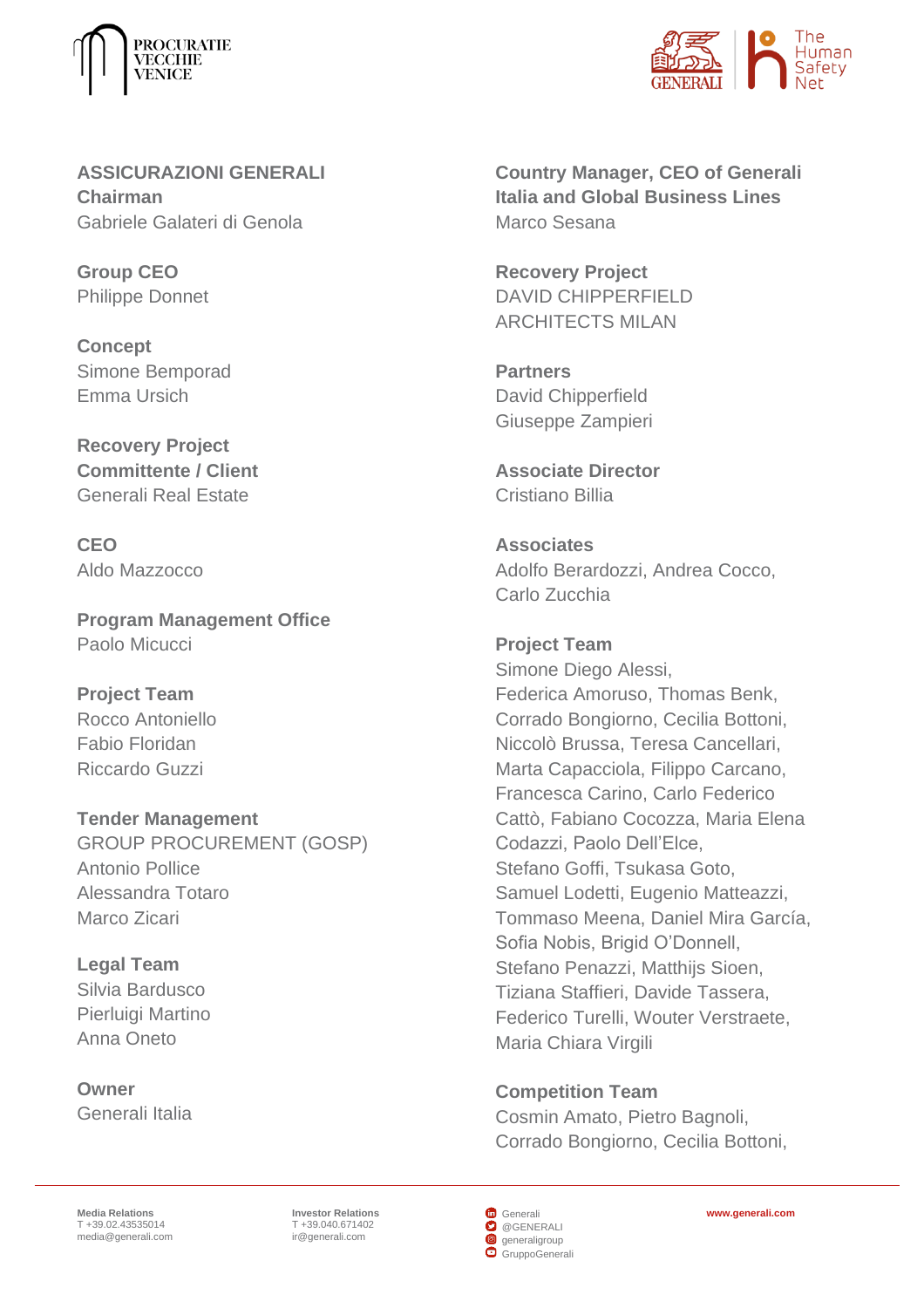**ASSICURAZIONI GENERALI**
**Chairman**
Gabriele Galateri di Genola

**Group CEO**
Philippe Donnet

**Concept**
Simone Bemporad
Emma Ursich

**Recovery Project**
**Committente / Client**
Generali Real Estate

**CEO**
Aldo Mazzocco

**Program Management Office**
Paolo Micucci

**Project Team**
Rocco Antoniello
Fabio Floridan
Riccardo Guzzi

**Tender Management**
GROUP PROCUREMENT (GOSP)
Antonio Pollice
Alessandra Totaro
Marco Zicari

**Legal Team**
Silvia Bardusco
Pierluigi Martino
Anna Oneto

**Owner**
Generali Italia

**Country Manager, CEO of Generali Italia and Global Business Lines**
Marco Sesana

**Recovery Project**
DAVID CHIPPERFIELD ARCHITECTS MILAN

**Partners**
David Chipperfield
Giuseppe Zampieri

**Associate Director**
Cristiano Billia

**Associates**
Adolfo Berardozzi, Andrea Cocco, Carlo Zucchia

**Project Team**
Simone Diego Alessi, Federica Amoruso, Thomas Benk, Corrado Bongiorno, Cecilia Bottoni, Niccolò Brussa, Teresa Cancellari, Marta Capacciola, Filippo Carcano, Francesca Carino, Carlo Federico Cattò, Fabiano Cocozza, Maria Elena Codazzi, Paolo Dell'Elce, Stefano Goffi, Tsukasa Goto, Samuel Lodetti, Eugenio Matteazzi, Tommaso Meena, Daniel Mira García, Sofia Nobis, Brigid O'Donnell, Stefano Penazzi, Matthijs Sioen, Tiziana Staffieri, Davide Tassera, Federico Turelli, Wouter Verstraete, Maria Chiara Virgili

**Competition Team**
Cosmin Amato, Pietro Bagnoli, Corrado Bongiorno, Cecilia Bottoni,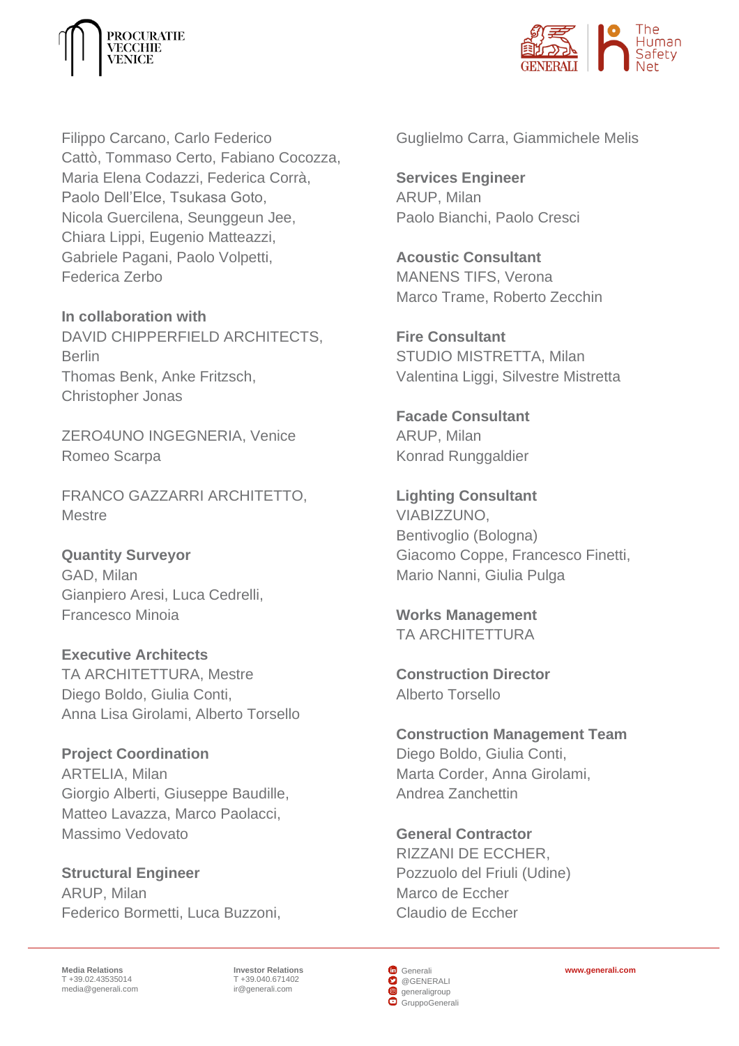Filippo Carcano, Carlo Federico Cattò, Tommaso Certo, Fabiano Cocozza, Maria Elena Codazzi, Federica Corrà, Paolo Dell'Elce, Tsukasa Goto, Nicola Guercilena, Seunggeun Jee, Chiara Lippi, Eugenio Matteazzi, Gabriele Pagani, Paolo Volpetti, Federica Zerbo

**In collaboration with**
DAVID CHIPPERFIELD ARCHITECTS, Berlin
Thomas Benk, Anke Fritzsch, Christopher Jonas

ZERO4UNO INGEGNERIA, Venice
Romeo Scarpa

FRANCO GAZZARRI ARCHITETTO, Mestre

**Quantity Surveyor**
GAD, Milan
Gianpiero Aresi, Luca Cedrelli, Francesco Minoia

**Executive Architects**
TA ARCHITETTURA, Mestre
Diego Boldo, Giulia Conti, Anna Lisa Girolami, Alberto Torsello

**Project Coordination**
ARTELIA, Milan
Giorgio Alberti, Giuseppe Baudille, Matteo Lavazza, Marco Paolacci, Massimo Vedovato

**Structural Engineer**
ARUP, Milan
Federico Bormetti, Luca Buzzoni, Guglielmo Carra, Giammichele Melis

**Services Engineer**
ARUP, Milan
Paolo Bianchi, Paolo Cresci

**Acoustic Consultant**
MANENS TIFS, Verona
Marco Trame, Roberto Zecchin

**Fire Consultant**
STUDIO MISTRETTA, Milan
Valentina Liggi, Silvestre Mistretta

**Facade Consultant**
ARUP, Milan
Konrad Runggaldier

**Lighting Consultant**
VIABIZZUNO, Bentivoglio (Bologna)
Giacomo Coppe, Francesco Finetti, Mario Nanni, Giulia Pulga

**Works Management**
TA ARCHITETTURA

**Construction Director**
Alberto Torsello

**Construction Management Team**
Diego Boldo, Giulia Conti, Marta Corder, Anna Girolami, Andrea Zanchettin

**General Contractor**
RIZZANI DE ECCHER, Pozzuolo del Friuli (Udine)
Marco de Eccher
Claudio de Eccher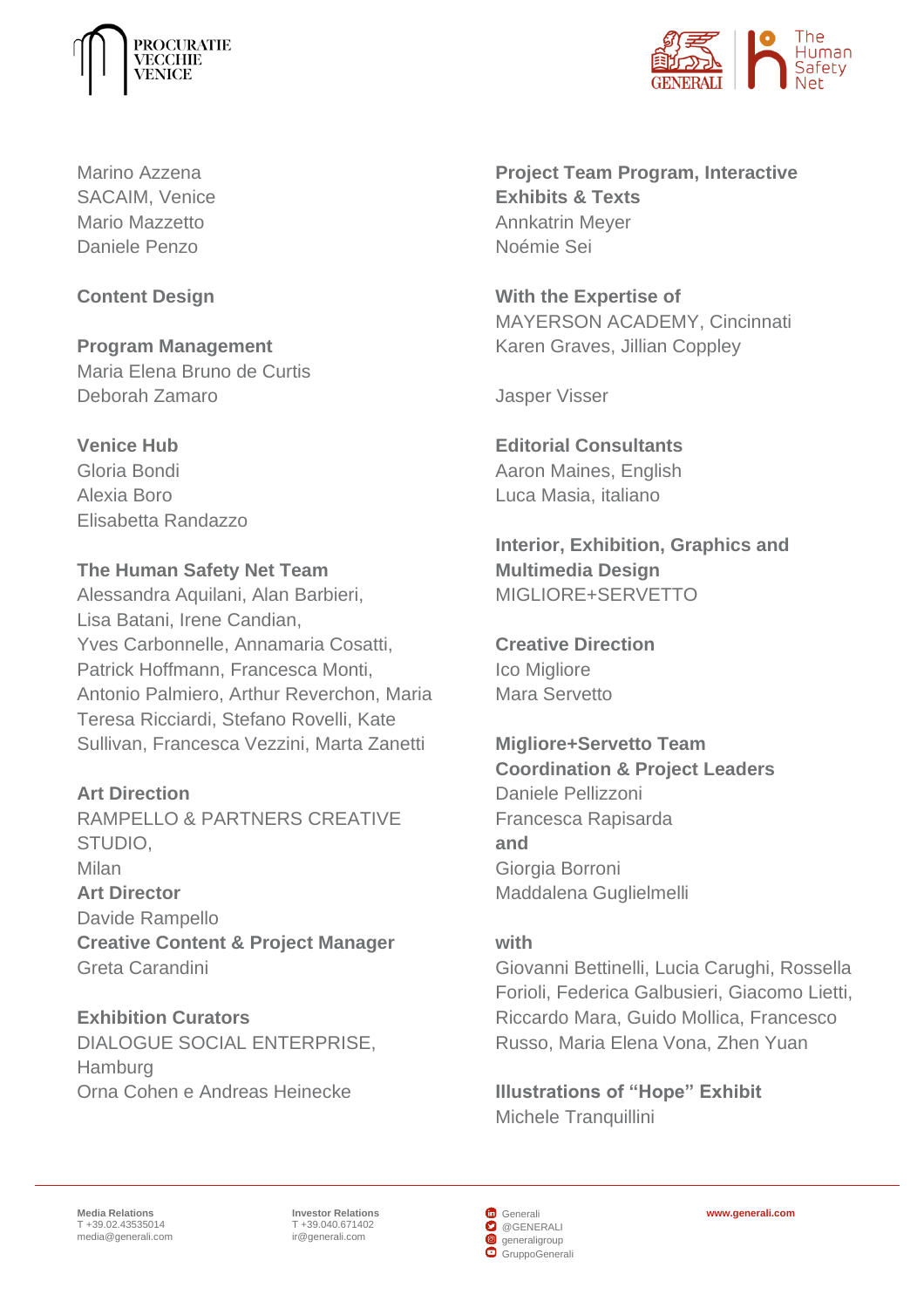Marino Azzena
SACAIM, Venice
Mario Mazzetto
Daniele Penzo

**Content Design**

**Program Management**
Maria Elena Bruno de Curtis
Deborah Zamaro

**Venice Hub**
Gloria Bondi
Alexia Boro
Elisabetta Randazzo

**The Human Safety Net Team**
Alessandra Aquilani, Alan Barbieri,
Lisa Batani, Irene Candian,
Yves Carbonnelle, Annamaria Cosatti,
Patrick Hoffmann, Francesca Monti,
Antonio Palmiero, Arthur Reverchon, Maria Teresa Ricciardi, Stefano Rovelli, Kate Sullivan, Francesca Vezzini, Marta Zanetti

**Art Direction**
RAMPELLO & PARTNERS CREATIVE STUDIO,
Milan
**Art Director**
Davide Rampello
**Creative Content & Project Manager**
Greta Carandini

**Exhibition Curators**
DIALOGUE SOCIAL ENTERPRISE,
Hamburg
Orna Cohen e Andreas Heinecke

**Project Team Program, Interactive Exhibits & Texts**
Annkatrin Meyer
Noémie Sei

**With the Expertise of**
MAYERSON ACADEMY, Cincinnati
Karen Graves, Jillian Coppley

Jasper Visser

**Editorial Consultants**
Aaron Maines, English
Luca Masia, italiano

**Interior, Exhibition, Graphics and Multimedia Design**
MIGLIORE+SERVETTO

**Creative Direction**
Ico Migliore
Mara Servetto

**Migliore+Servetto Team**
**Coordination & Project Leaders**
Daniele Pellizzoni
Francesca Rapisarda
**and**
Giorgia Borroni
Maddalena Guglielmelli

**with**
Giovanni Bettinelli, Lucia Carughi, Rossella Forioli, Federica Galbusieri, Giacomo Lietti, Riccardo Mara, Guido Mollica, Francesco Russo, Maria Elena Vona, Zhen Yuan

**Illustrations of "Hope" Exhibit**
Michele Tranquillini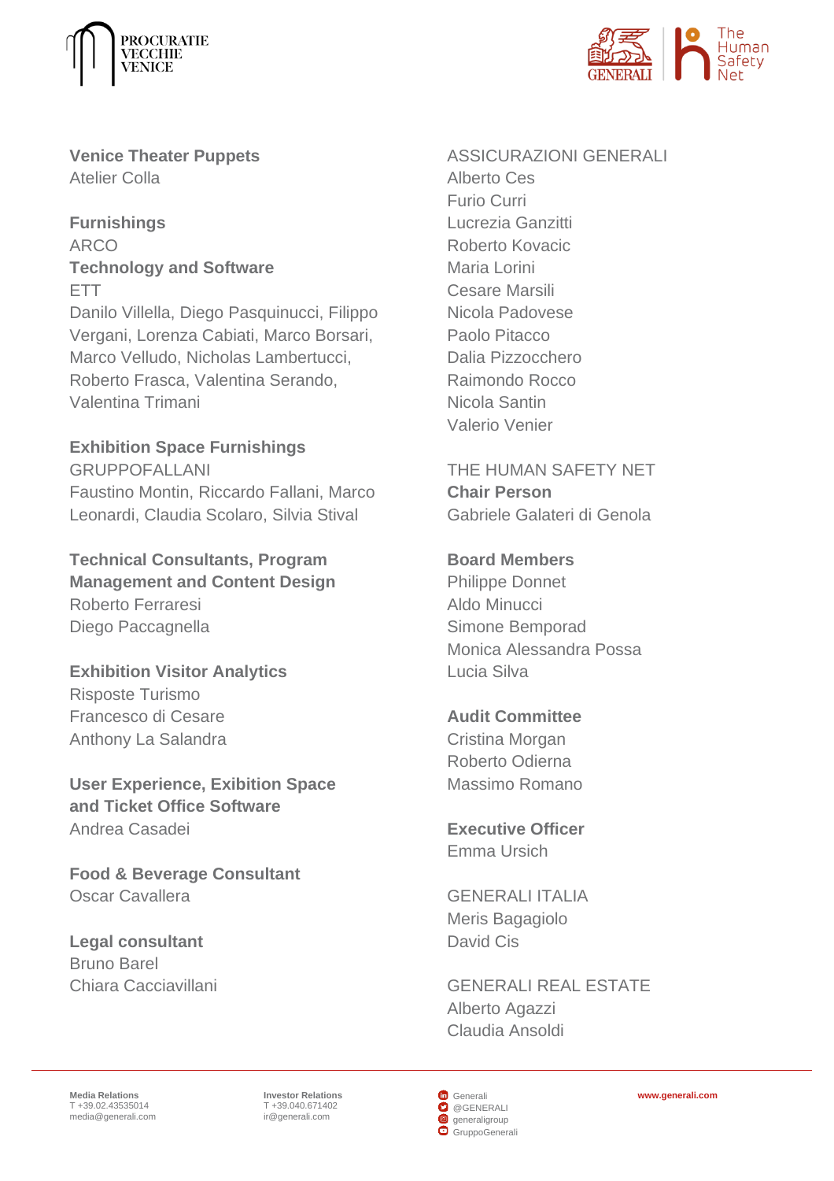**Venice Theater Puppets**
Atelier Colla

**Furnishings**
ARCO
**Technology and Software**
ETT
Danilo Villella, Diego Pasquinucci, Filippo Vergani, Lorenza Cabiati, Marco Borsari, Marco Velludo, Nicholas Lambertucci, Roberto Frasca, Valentina Serando, Valentina Trimani

**Exhibition Space Furnishings**
GRUPPOFALLANI
Faustino Montin, Riccardo Fallani, Marco Leonardi, Claudia Scolaro, Silvia Stival

**Technical Consultants, Program Management and Content Design**
Roberto Ferraresi
Diego Paccagnella

**Exhibition Visitor Analytics**
Risposte Turismo
Francesco di Cesare
Anthony La Salandra

**User Experience, Exibition Space and Ticket Office Software**
Andrea Casadei

**Food & Beverage Consultant**
Oscar Cavallera

**Legal consultant**
Bruno Barel
Chiara Cacciavillani

ASSICURAZIONI GENERALI
Alberto Ces
Furio Curri
Lucrezia Ganzitti
Roberto Kovacic
Maria Lorini
Cesare Marsili
Nicola Padovese
Paolo Pitacco
Dalia Pizzocchero
Raimondo Rocco
Nicola Santin
Valerio Venier

THE HUMAN SAFETY NET
**Chair Person**
Gabriele Galateri di Genola

**Board Members**
Philippe Donnet
Aldo Minucci
Simone Bemporad
Monica Alessandra Possa
Lucia Silva

**Audit Committee**
Cristina Morgan
Roberto Odierna
Massimo Romano

**Executive Officer**
Emma Ursich

GENERALI ITALIA
Meris Bagagiolo
David Cis

GENERALI REAL ESTATE
Alberto Agazzi
Claudia Ansoldi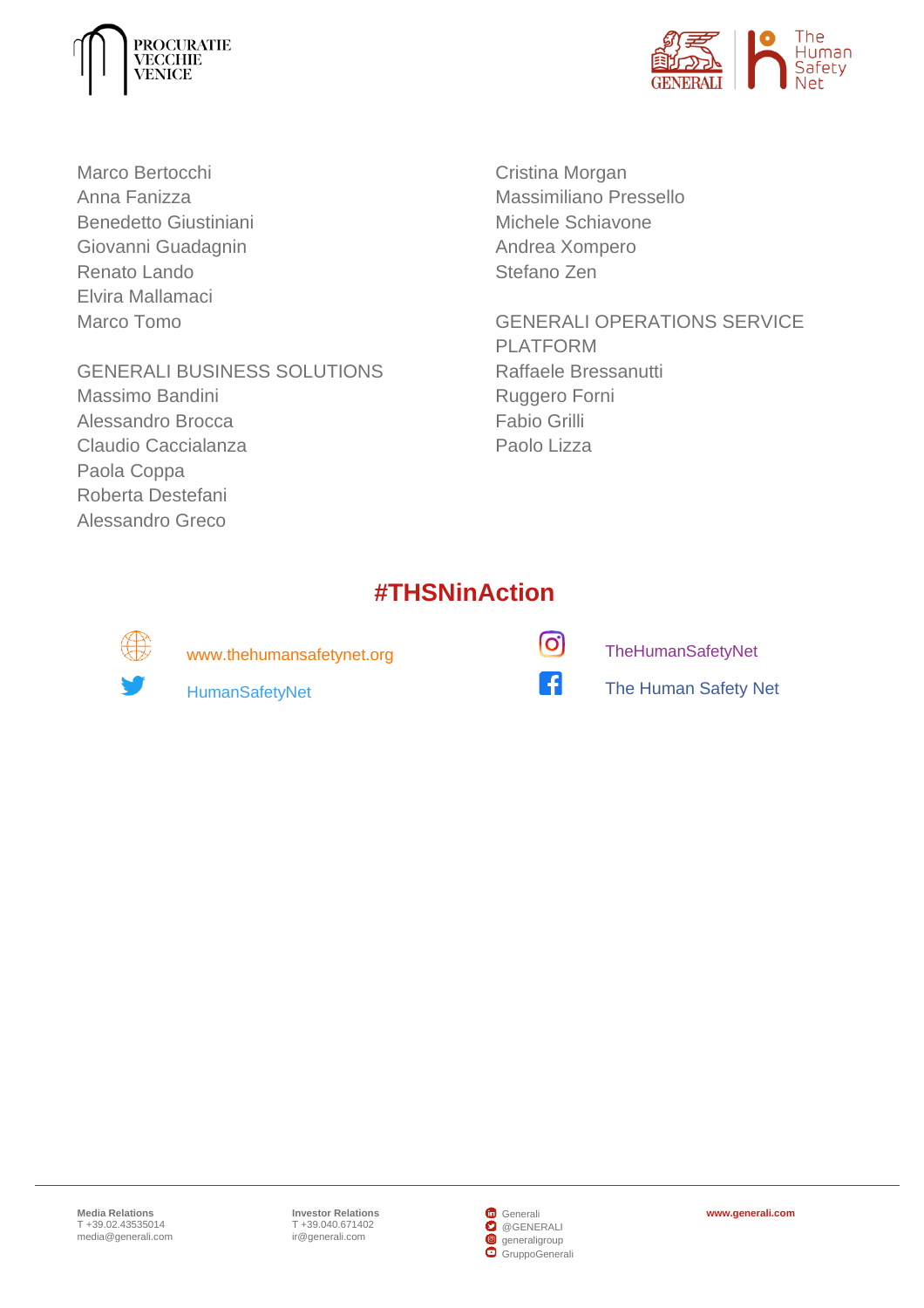Marco Bertocchi
Anna Fanizza
Benedetto Giustiniani
Giovanni Guadagnin
Renato Lando
Elvira Mallamaci
Marco Tomo

GENERALI BUSINESS SOLUTIONS
Massimo Bandini
Alessandro Brocca
Claudio Caccialanza
Paola Coppa
Roberta Destefani
Alessandro Greco

Cristina Morgan
Massimiliano Pressello
Michele Schiavone
Andrea Xompero
Stefano Zen

GENERALI OPERATIONS SERVICE PLATFORM
Raffaele Bressanutti
Ruggero Forni
Fabio Grilli
Paolo Lizza

## #THSNinAction

www.thehumansafetynet.org

HumanSafetyNet

TheHumanSafetyNet

The Human Safety Net

**Media Relations**
T +39.02.43535014
media@generali.com

**Investor Relations**
T +39.040.671402
ir@generali.com

Generali
@GENERALI
generaligroup
GruppoGenerali

**www.generali.com**